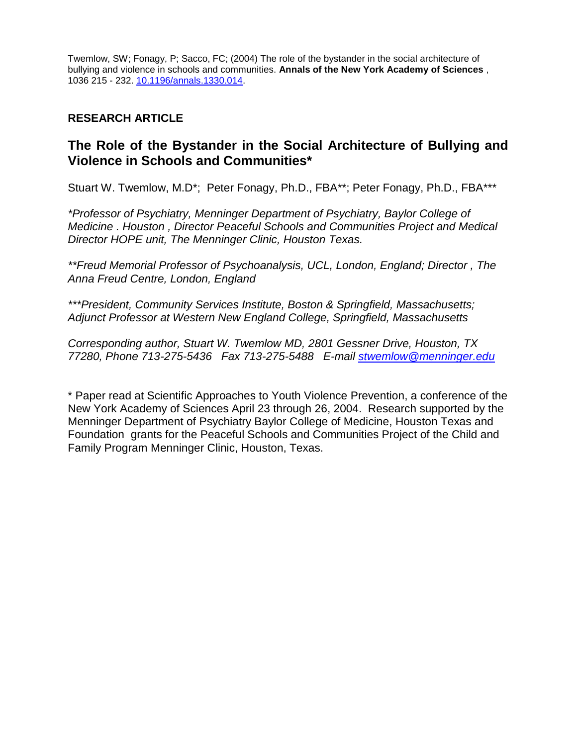Twemlow, SW; Fonagy, P; Sacco, FC; (2004) The role of the bystander in the social architecture of bullying and violence in schools and communities. **Annals of the New York Academy of Sciences** , 1036 215 - 232. [10.1196/annals.1330.014](10.1196/annals.1330.014).

**RESEARCH ARTICLE**

# The Role of the Bystander in the Social Architecture of Bullying and Violence in Schools and Communities*

Stuart W. Twemlow, M.D*; Peter Fonagy, Ph.D., FBA**; Peter Fonagy, Ph.D., FBA***

*\*Professor of Psychiatry, Menninger Department of Psychiatry, Baylor College of Medicine . Houston , Director Peaceful Schools and Communities Project and Medical Director HOPE unit, The Menninger Clinic, Houston Texas.*

*\*\*Freud Memorial Professor of Psychoanalysis, UCL, London, England; Director , The Anna Freud Centre, London, England*

*\*\*\*President, Community Services Institute, Boston & Springfield, Massachusetts; Adjunct Professor at Western New England College, Springfield, Massachusetts*

*Corresponding author, Stuart W. Twemlow MD, 2801 Gessner Drive, Houston, TX 77280, Phone 713-275-5436 Fax 713-275-5488 E-mail [stwemlow@menninger.edu](mailto:stwemlow@menninger.edu)*

\* Paper read at Scientific Approaches to Youth Violence Prevention, a conference of the New York Academy of Sciences April 23 through 26, 2004. Research supported by the Menninger Department of Psychiatry Baylor College of Medicine, Houston Texas and Foundation grants for the Peaceful Schools and Communities Project of the Child and Family Program Menninger Clinic, Houston, Texas.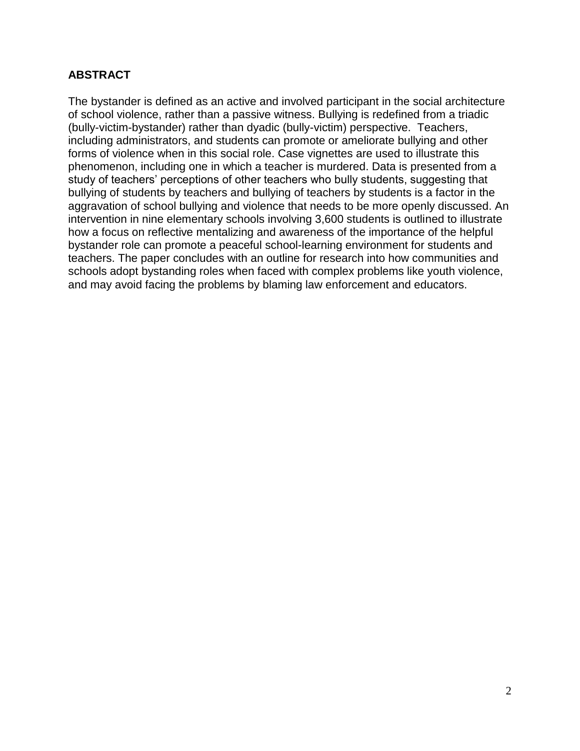## ABSTRACT

The bystander is defined as an active and involved participant in the social architecture of school violence, rather than a passive witness. Bullying is redefined from a triadic (bully-victim-bystander) rather than dyadic (bully-victim) perspective. Teachers, including administrators, and students can promote or ameliorate bullying and other forms of violence when in this social role. Case vignettes are used to illustrate this phenomenon, including one in which a teacher is murdered. Data is presented from a study of teachers' perceptions of other teachers who bully students, suggesting that bullying of students by teachers and bullying of teachers by students is a factor in the aggravation of school bullying and violence that needs to be more openly discussed. An intervention in nine elementary schools involving 3,600 students is outlined to illustrate how a focus on reflective mentalizing and awareness of the importance of the helpful bystander role can promote a peaceful school-learning environment for students and teachers. The paper concludes with an outline for research into how communities and schools adopt bystanding roles when faced with complex problems like youth violence, and may avoid facing the problems by blaming law enforcement and educators.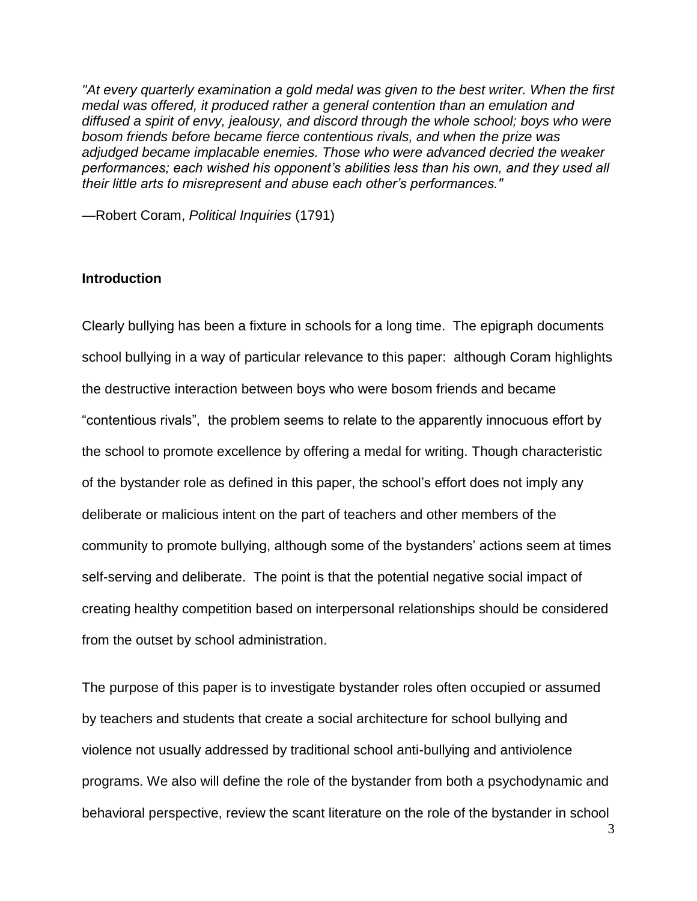*"At every quarterly examination a gold medal was given to the best writer. When the first medal was offered, it produced rather a general contention than an emulation and diffused a spirit of envy, jealousy, and discord through the whole school; boys who were bosom friends before became fierce contentious rivals, and when the prize was adjudged became implacable enemies. Those who were advanced decried the weaker performances; each wished his opponent's abilities less than his own, and they used all their little arts to misrepresent and abuse each other's performances."*

—Robert Coram, *Political Inquiries* (1791)

## Introduction

Clearly bullying has been a fixture in schools for a long time. The epigraph documents school bullying in a way of particular relevance to this paper: although Coram highlights the destructive interaction between boys who were bosom friends and became "contentious rivals", the problem seems to relate to the apparently innocuous effort by the school to promote excellence by offering a medal for writing. Though characteristic of the bystander role as defined in this paper, the school's effort does not imply any deliberate or malicious intent on the part of teachers and other members of the community to promote bullying, although some of the bystanders' actions seem at times self-serving and deliberate. The point is that the potential negative social impact of creating healthy competition based on interpersonal relationships should be considered from the outset by school administration.

The purpose of this paper is to investigate bystander roles often occupied or assumed by teachers and students that create a social architecture for school bullying and violence not usually addressed by traditional school anti-bullying and antiviolence programs. We also will define the role of the bystander from both a psychodynamic and behavioral perspective, review the scant literature on the role of the bystander in school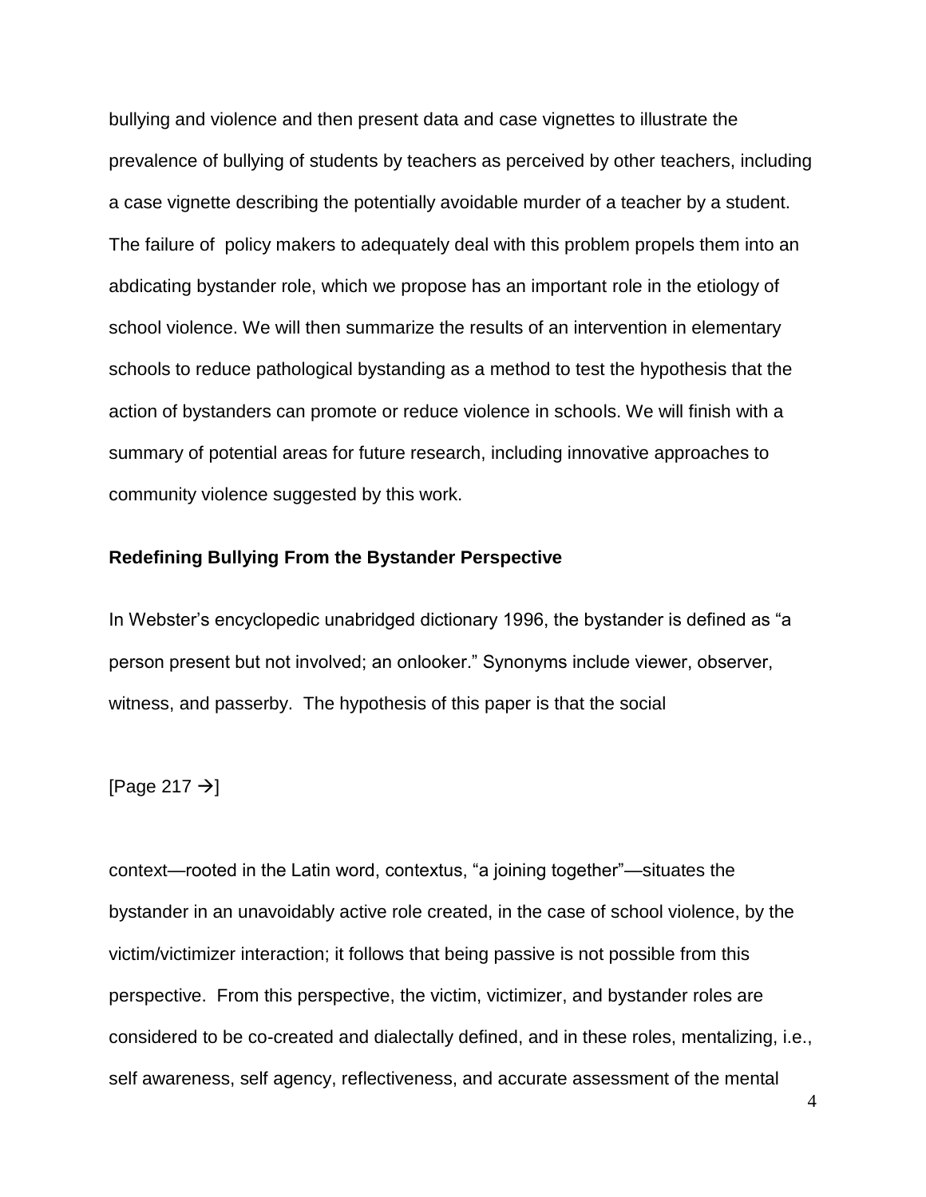bullying and violence and then present data and case vignettes to illustrate the prevalence of bullying of students by teachers as perceived by other teachers, including a case vignette describing the potentially avoidable murder of a teacher by a student. The failure of policy makers to adequately deal with this problem propels them into an abdicating bystander role, which we propose has an important role in the etiology of school violence. We will then summarize the results of an intervention in elementary schools to reduce pathological bystanding as a method to test the hypothesis that the action of bystanders can promote or reduce violence in schools. We will finish with a summary of potential areas for future research, including innovative approaches to community violence suggested by this work.

## Redefining Bullying From the Bystander Perspective

In Webster's encyclopedic unabridged dictionary 1996, the bystander is defined as "a person present but not involved; an onlooker." Synonyms include viewer, observer, witness, and passerby. The hypothesis of this paper is that the social

[Page 217 →]

context—rooted in the Latin word, contextus, "a joining together"—situates the bystander in an unavoidably active role created, in the case of school violence, by the victim/victimizer interaction; it follows that being passive is not possible from this perspective. From this perspective, the victim, victimizer, and bystander roles are considered to be co-created and dialectally defined, and in these roles, mentalizing, i.e., self awareness, self agency, reflectiveness, and accurate assessment of the mental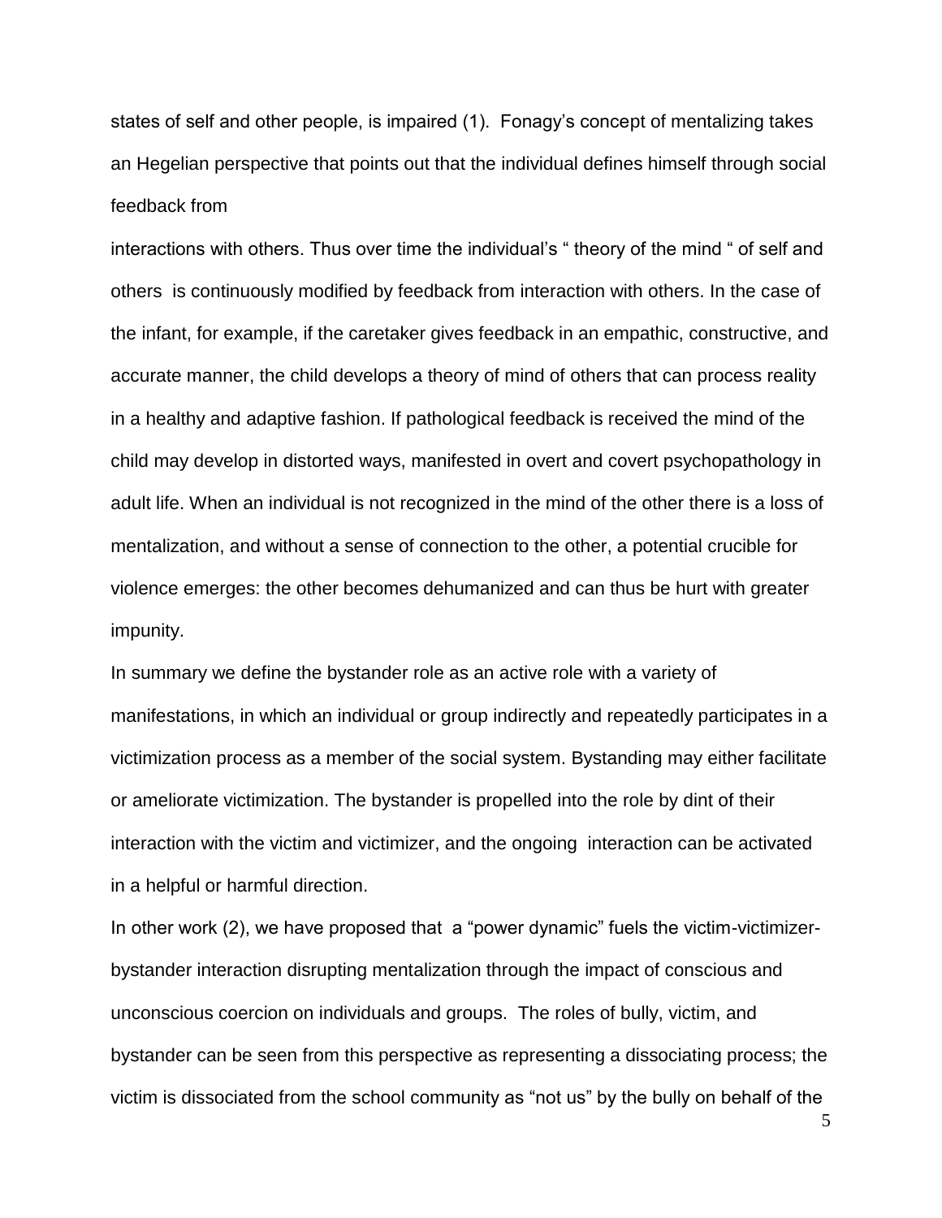states of self and other people, is impaired (1). Fonagy's concept of mentalizing takes an Hegelian perspective that points out that the individual defines himself through social feedback from

interactions with others. Thus over time the individual's " theory of the mind " of self and others is continuously modified by feedback from interaction with others. In the case of the infant, for example, if the caretaker gives feedback in an empathic, constructive, and accurate manner, the child develops a theory of mind of others that can process reality in a healthy and adaptive fashion. If pathological feedback is received the mind of the child may develop in distorted ways, manifested in overt and covert psychopathology in adult life. When an individual is not recognized in the mind of the other there is a loss of mentalization, and without a sense of connection to the other, a potential crucible for violence emerges: the other becomes dehumanized and can thus be hurt with greater impunity.

In summary we define the bystander role as an active role with a variety of manifestations, in which an individual or group indirectly and repeatedly participates in a victimization process as a member of the social system. Bystanding may either facilitate or ameliorate victimization. The bystander is propelled into the role by dint of their interaction with the victim and victimizer, and the ongoing interaction can be activated in a helpful or harmful direction.

In other work (2), we have proposed that a "power dynamic" fuels the victim-victimizer-bystander interaction disrupting mentalization through the impact of conscious and unconscious coercion on individuals and groups. The roles of bully, victim, and bystander can be seen from this perspective as representing a dissociating process; the victim is dissociated from the school community as "not us" by the bully on behalf of the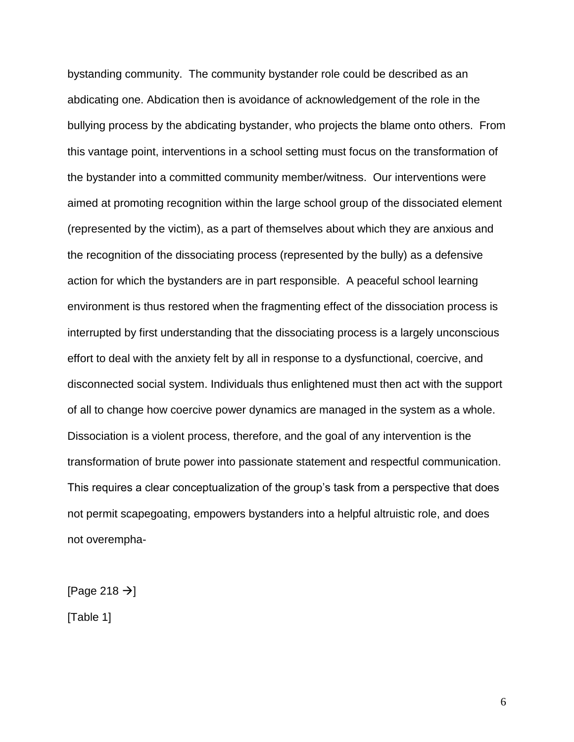bystanding community. The community bystander role could be described as an abdicating one. Abdication then is avoidance of acknowledgement of the role in the bullying process by the abdicating bystander, who projects the blame onto others. From this vantage point, interventions in a school setting must focus on the transformation of the bystander into a committed community member/witness. Our interventions were aimed at promoting recognition within the large school group of the dissociated element (represented by the victim), as a part of themselves about which they are anxious and the recognition of the dissociating process (represented by the bully) as a defensive action for which the bystanders are in part responsible. A peaceful school learning environment is thus restored when the fragmenting effect of the dissociation process is interrupted by first understanding that the dissociating process is a largely unconscious effort to deal with the anxiety felt by all in response to a dysfunctional, coercive, and disconnected social system. Individuals thus enlightened must then act with the support of all to change how coercive power dynamics are managed in the system as a whole. Dissociation is a violent process, therefore, and the goal of any intervention is the transformation of brute power into passionate statement and respectful communication. This requires a clear conceptualization of the group's task from a perspective that does not permit scapegoating, empowers bystanders into a helpful altruistic role, and does not overempha-

[Page 218 →]

[Table 1]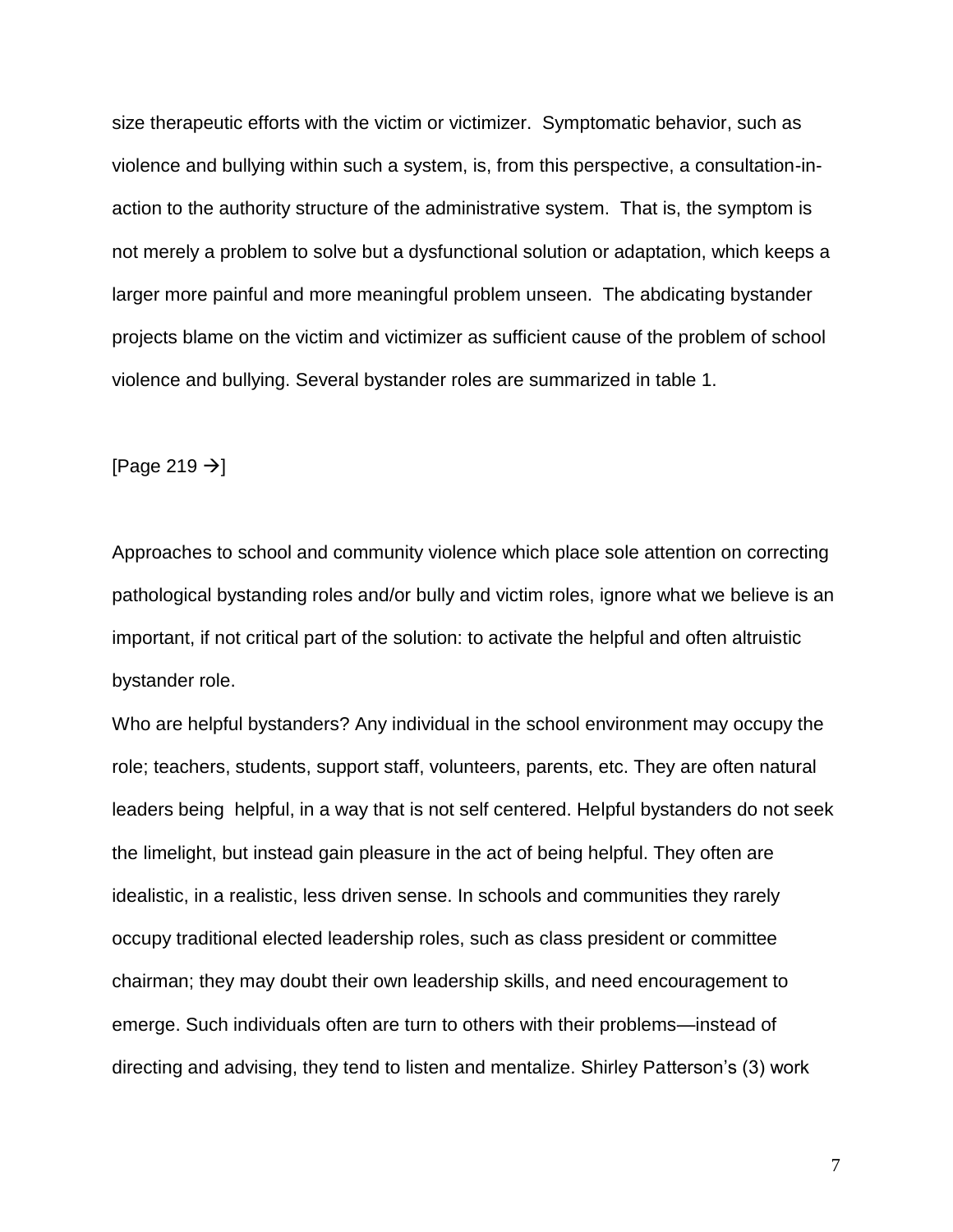size therapeutic efforts with the victim or victimizer. Symptomatic behavior, such as violence and bullying within such a system, is, from this perspective, a consultation-in-action to the authority structure of the administrative system. That is, the symptom is not merely a problem to solve but a dysfunctional solution or adaptation, which keeps a larger more painful and more meaningful problem unseen. The abdicating bystander projects blame on the victim and victimizer as sufficient cause of the problem of school violence and bullying. Several bystander roles are summarized in table 1.

[Page 219 →]

Approaches to school and community violence which place sole attention on correcting pathological bystanding roles and/or bully and victim roles, ignore what we believe is an important, if not critical part of the solution: to activate the helpful and often altruistic bystander role.

Who are helpful bystanders? Any individual in the school environment may occupy the role; teachers, students, support staff, volunteers, parents, etc. They are often natural leaders being helpful, in a way that is not self centered. Helpful bystanders do not seek the limelight, but instead gain pleasure in the act of being helpful. They often are idealistic, in a realistic, less driven sense. In schools and communities they rarely occupy traditional elected leadership roles, such as class president or committee chairman; they may doubt their own leadership skills, and need encouragement to emerge. Such individuals often are turn to others with their problems—instead of directing and advising, they tend to listen and mentalize. Shirley Patterson's (3) work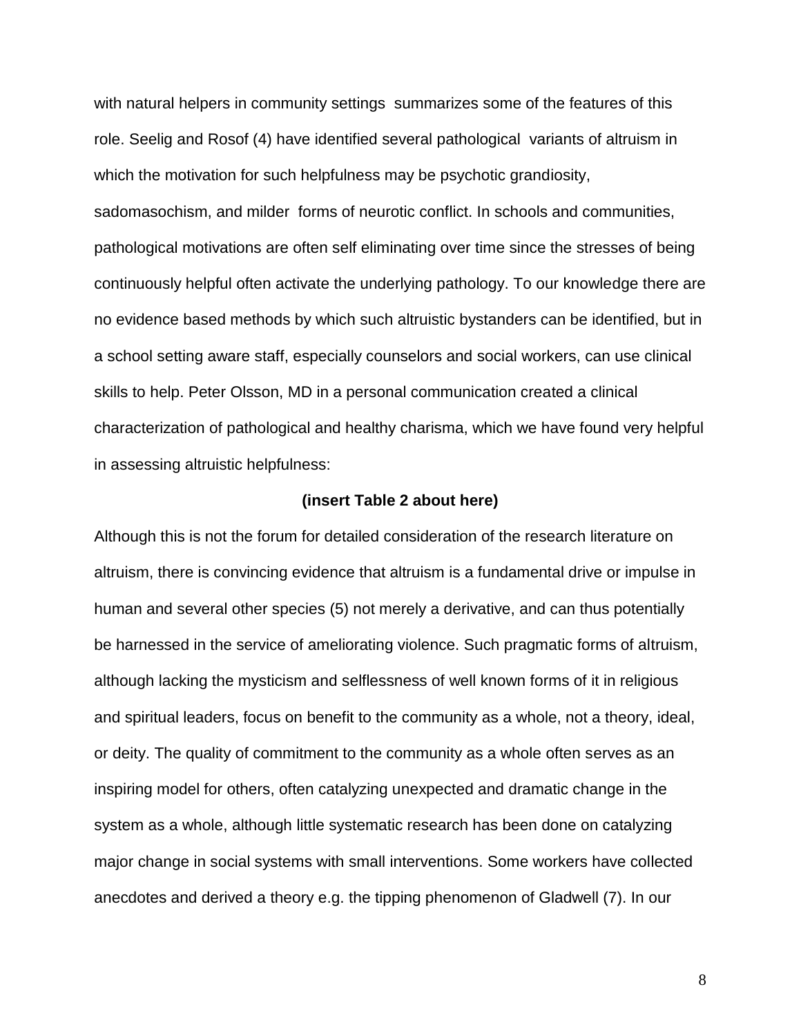with natural helpers in community settings summarizes some of the features of this role. Seelig and Rosof (4) have identified several pathological variants of altruism in which the motivation for such helpfulness may be psychotic grandiosity, sadomasochism, and milder forms of neurotic conflict. In schools and communities, pathological motivations are often self eliminating over time since the stresses of being continuously helpful often activate the underlying pathology. To our knowledge there are no evidence based methods by which such altruistic bystanders can be identified, but in a school setting aware staff, especially counselors and social workers, can use clinical skills to help. Peter Olsson, MD in a personal communication created a clinical characterization of pathological and healthy charisma, which we have found very helpful in assessing altruistic helpfulness:

**(insert Table 2 about here)**

Although this is not the forum for detailed consideration of the research literature on altruism, there is convincing evidence that altruism is a fundamental drive or impulse in human and several other species (5) not merely a derivative, and can thus potentially be harnessed in the service of ameliorating violence. Such pragmatic forms of altruism, although lacking the mysticism and selflessness of well known forms of it in religious and spiritual leaders, focus on benefit to the community as a whole, not a theory, ideal, or deity. The quality of commitment to the community as a whole often serves as an inspiring model for others, often catalyzing unexpected and dramatic change in the system as a whole, although little systematic research has been done on catalyzing major change in social systems with small interventions. Some workers have collected anecdotes and derived a theory e.g. the tipping phenomenon of Gladwell (7). In our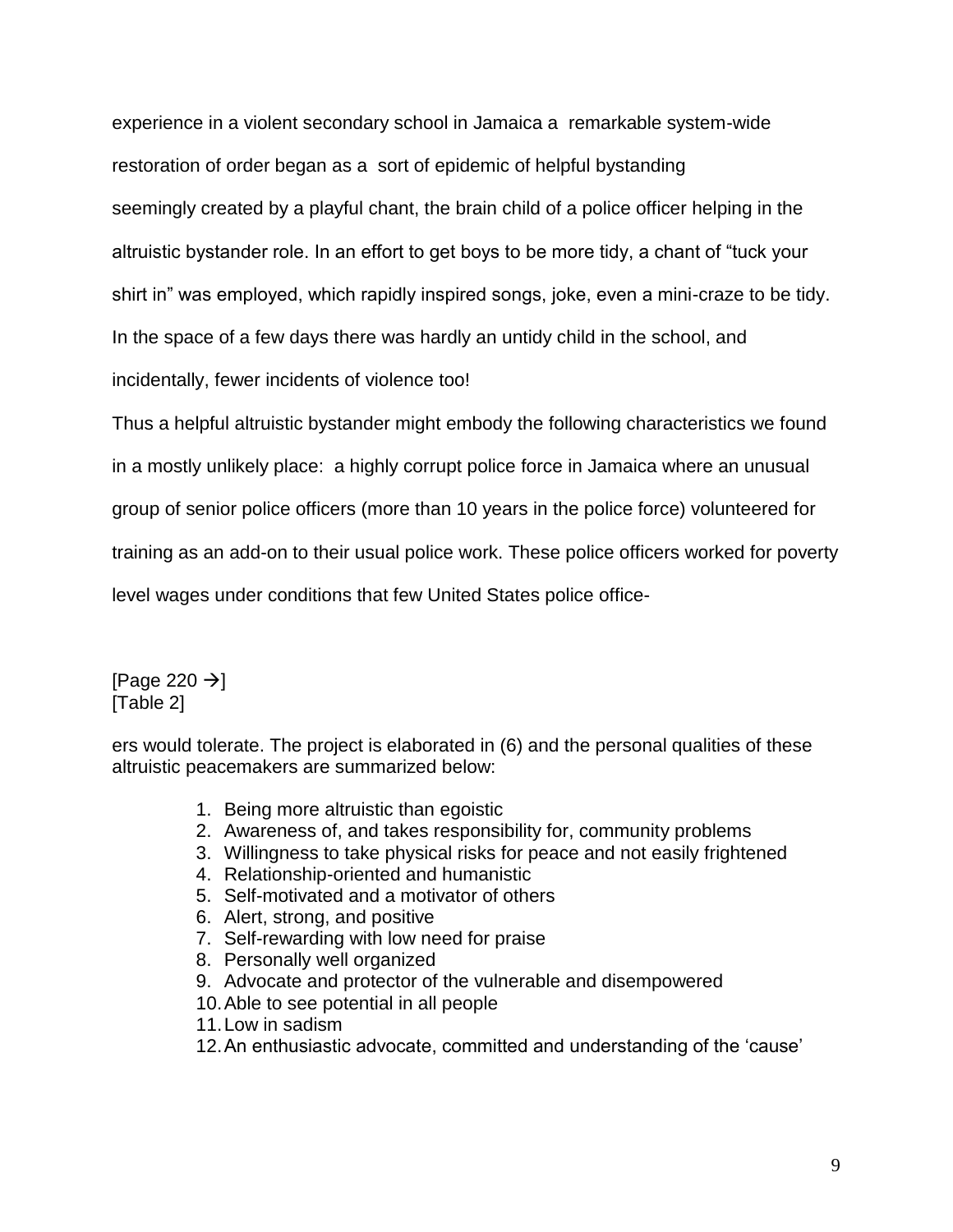experience in a violent secondary school in Jamaica a remarkable system-wide restoration of order began as a sort of epidemic of helpful bystanding seemingly created by a playful chant, the brain child of a police officer helping in the altruistic bystander role. In an effort to get boys to be more tidy, a chant of "tuck your shirt in" was employed, which rapidly inspired songs, joke, even a mini-craze to be tidy. In the space of a few days there was hardly an untidy child in the school, and incidentally, fewer incidents of violence too!

Thus a helpful altruistic bystander might embody the following characteristics we found in a mostly unlikely place: a highly corrupt police force in Jamaica where an unusual group of senior police officers (more than 10 years in the police force) volunteered for training as an add-on to their usual police work. These police officers worked for poverty level wages under conditions that few United States police office-

[Page 220 →]
[Table 2]

ers would tolerate. The project is elaborated in (6) and the personal qualities of these altruistic peacemakers are summarized below:

1. Being more altruistic than egoistic
2. Awareness of, and takes responsibility for, community problems
3. Willingness to take physical risks for peace and not easily frightened
4. Relationship-oriented and humanistic
5. Self-motivated and a motivator of others
6. Alert, strong, and positive
7. Self-rewarding with low need for praise
8. Personally well organized
9. Advocate and protector of the vulnerable and disempowered
10. Able to see potential in all people
11. Low in sadism
12. An enthusiastic advocate, committed and understanding of the 'cause'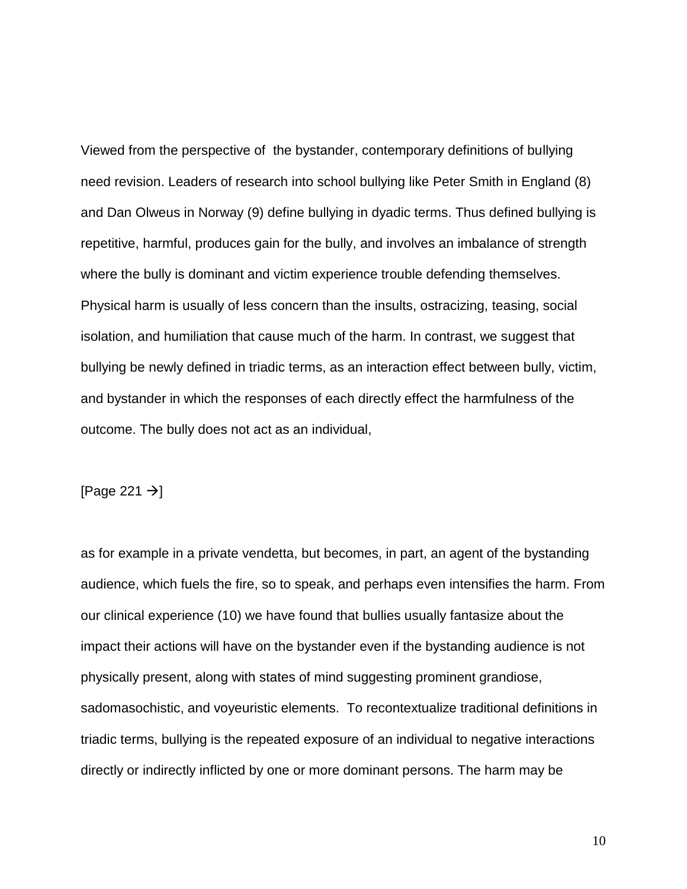Viewed from the perspective of the bystander, contemporary definitions of bullying need revision. Leaders of research into school bullying like Peter Smith in England (8) and Dan Olweus in Norway (9) define bullying in dyadic terms. Thus defined bullying is repetitive, harmful, produces gain for the bully, and involves an imbalance of strength where the bully is dominant and victim experience trouble defending themselves. Physical harm is usually of less concern than the insults, ostracizing, teasing, social isolation, and humiliation that cause much of the harm. In contrast, we suggest that bullying be newly defined in triadic terms, as an interaction effect between bully, victim, and bystander in which the responses of each directly effect the harmfulness of the outcome. The bully does not act as an individual,

[Page 221 →]

as for example in a private vendetta, but becomes, in part, an agent of the bystanding audience, which fuels the fire, so to speak, and perhaps even intensifies the harm. From our clinical experience (10) we have found that bullies usually fantasize about the impact their actions will have on the bystander even if the bystanding audience is not physically present, along with states of mind suggesting prominent grandiose, sadomasochistic, and voyeuristic elements. To recontextualize traditional definitions in triadic terms, bullying is the repeated exposure of an individual to negative interactions directly or indirectly inflicted by one or more dominant persons. The harm may be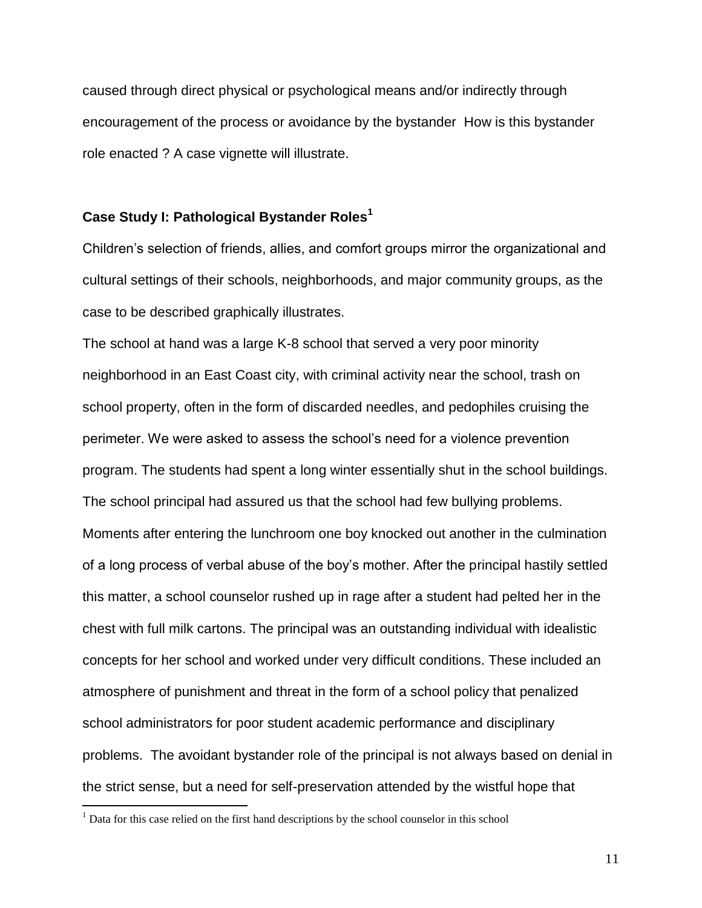caused through direct physical or psychological means and/or indirectly through encouragement of the process or avoidance by the bystander How is this bystander role enacted ? A case vignette will illustrate.

### Case Study I: Pathological Bystander Roles[1]

Children's selection of friends, allies, and comfort groups mirror the organizational and cultural settings of their schools, neighborhoods, and major community groups, as the case to be described graphically illustrates.

The school at hand was a large K-8 school that served a very poor minority neighborhood in an East Coast city, with criminal activity near the school, trash on school property, often in the form of discarded needles, and pedophiles cruising the perimeter. We were asked to assess the school's need for a violence prevention program. The students had spent a long winter essentially shut in the school buildings. The school principal had assured us that the school had few bullying problems. Moments after entering the lunchroom one boy knocked out another in the culmination of a long process of verbal abuse of the boy's mother. After the principal hastily settled this matter, a school counselor rushed up in rage after a student had pelted her in the chest with full milk cartons. The principal was an outstanding individual with idealistic concepts for her school and worked under very difficult conditions. These included an atmosphere of punishment and threat in the form of a school policy that penalized school administrators for poor student academic performance and disciplinary problems. The avoidant bystander role of the principal is not always based on denial in the strict sense, but a need for self-preservation attended by the wistful hope that

[1] Data for this case relied on the first hand descriptions by the school counselor in this school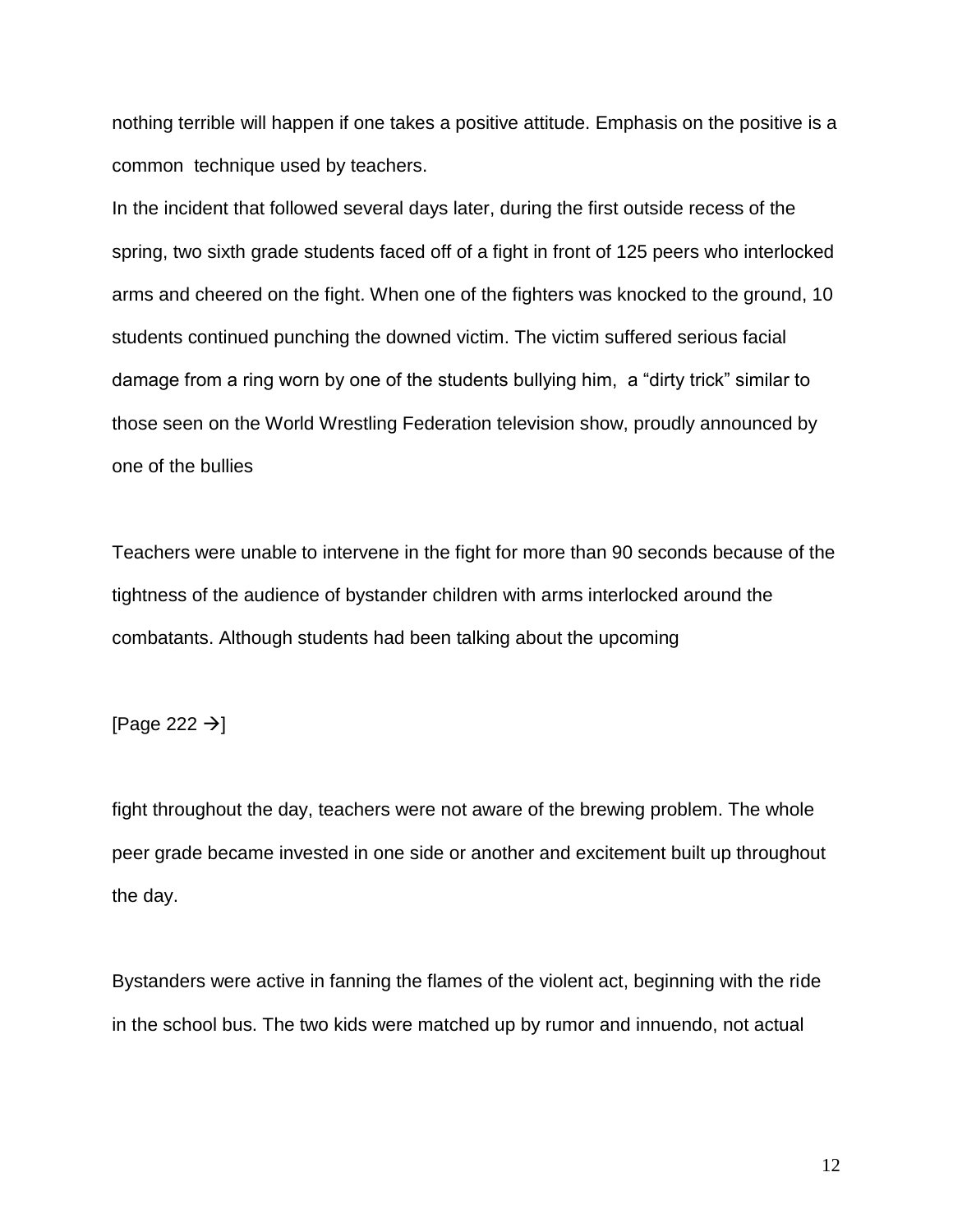nothing terrible will happen if one takes a positive attitude. Emphasis on the positive is a common technique used by teachers.

In the incident that followed several days later, during the first outside recess of the spring, two sixth grade students faced off of a fight in front of 125 peers who interlocked arms and cheered on the fight. When one of the fighters was knocked to the ground, 10 students continued punching the downed victim. The victim suffered serious facial damage from a ring worn by one of the students bullying him, a "dirty trick" similar to those seen on the World Wrestling Federation television show, proudly announced by one of the bullies

Teachers were unable to intervene in the fight for more than 90 seconds because of the tightness of the audience of bystander children with arms interlocked around the combatants. Although students had been talking about the upcoming

[Page 222 →]

fight throughout the day, teachers were not aware of the brewing problem. The whole peer grade became invested in one side or another and excitement built up throughout the day.

Bystanders were active in fanning the flames of the violent act, beginning with the ride in the school bus. The two kids were matched up by rumor and innuendo, not actual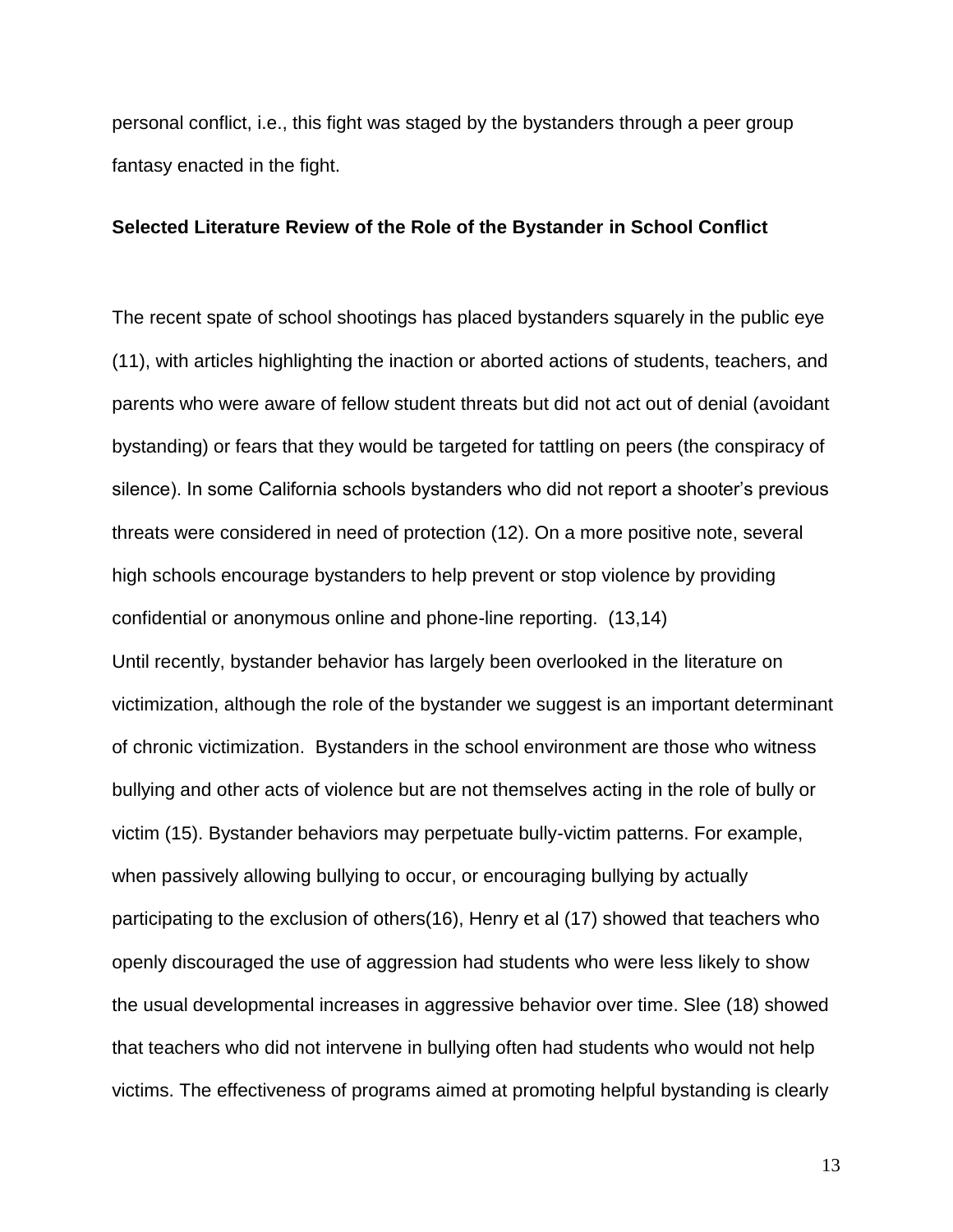personal conflict, i.e., this fight was staged by the bystanders through a peer group fantasy enacted in the fight.

### Selected Literature Review of the Role of the Bystander in School Conflict

The recent spate of school shootings has placed bystanders squarely in the public eye (11), with articles highlighting the inaction or aborted actions of students, teachers, and parents who were aware of fellow student threats but did not act out of denial (avoidant bystanding) or fears that they would be targeted for tattling on peers (the conspiracy of silence). In some California schools bystanders who did not report a shooter's previous threats were considered in need of protection (12). On a more positive note, several high schools encourage bystanders to help prevent or stop violence by providing confidential or anonymous online and phone-line reporting. (13,14)

Until recently, bystander behavior has largely been overlooked in the literature on victimization, although the role of the bystander we suggest is an important determinant of chronic victimization. Bystanders in the school environment are those who witness bullying and other acts of violence but are not themselves acting in the role of bully or victim (15). Bystander behaviors may perpetuate bully-victim patterns. For example, when passively allowing bullying to occur, or encouraging bullying by actually participating to the exclusion of others(16), Henry et al (17) showed that teachers who openly discouraged the use of aggression had students who were less likely to show the usual developmental increases in aggressive behavior over time. Slee (18) showed that teachers who did not intervene in bullying often had students who would not help victims. The effectiveness of programs aimed at promoting helpful bystanding is clearly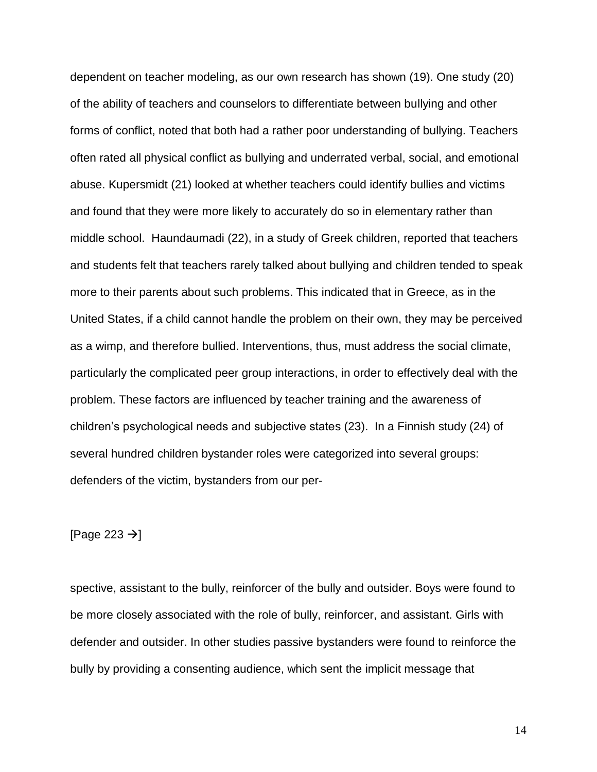dependent on teacher modeling, as our own research has shown (19). One study (20) of the ability of teachers and counselors to differentiate between bullying and other forms of conflict, noted that both had a rather poor understanding of bullying. Teachers often rated all physical conflict as bullying and underrated verbal, social, and emotional abuse. Kupersmidt (21) looked at whether teachers could identify bullies and victims and found that they were more likely to accurately do so in elementary rather than middle school. Haundaumadi (22), in a study of Greek children, reported that teachers and students felt that teachers rarely talked about bullying and children tended to speak more to their parents about such problems. This indicated that in Greece, as in the United States, if a child cannot handle the problem on their own, they may be perceived as a wimp, and therefore bullied. Interventions, thus, must address the social climate, particularly the complicated peer group interactions, in order to effectively deal with the problem. These factors are influenced by teacher training and the awareness of children's psychological needs and subjective states (23). In a Finnish study (24) of several hundred children bystander roles were categorized into several groups: defenders of the victim, bystanders from our per-

[Page 223 →]

spective, assistant to the bully, reinforcer of the bully and outsider. Boys were found to be more closely associated with the role of bully, reinforcer, and assistant. Girls with defender and outsider. In other studies passive bystanders were found to reinforce the bully by providing a consenting audience, which sent the implicit message that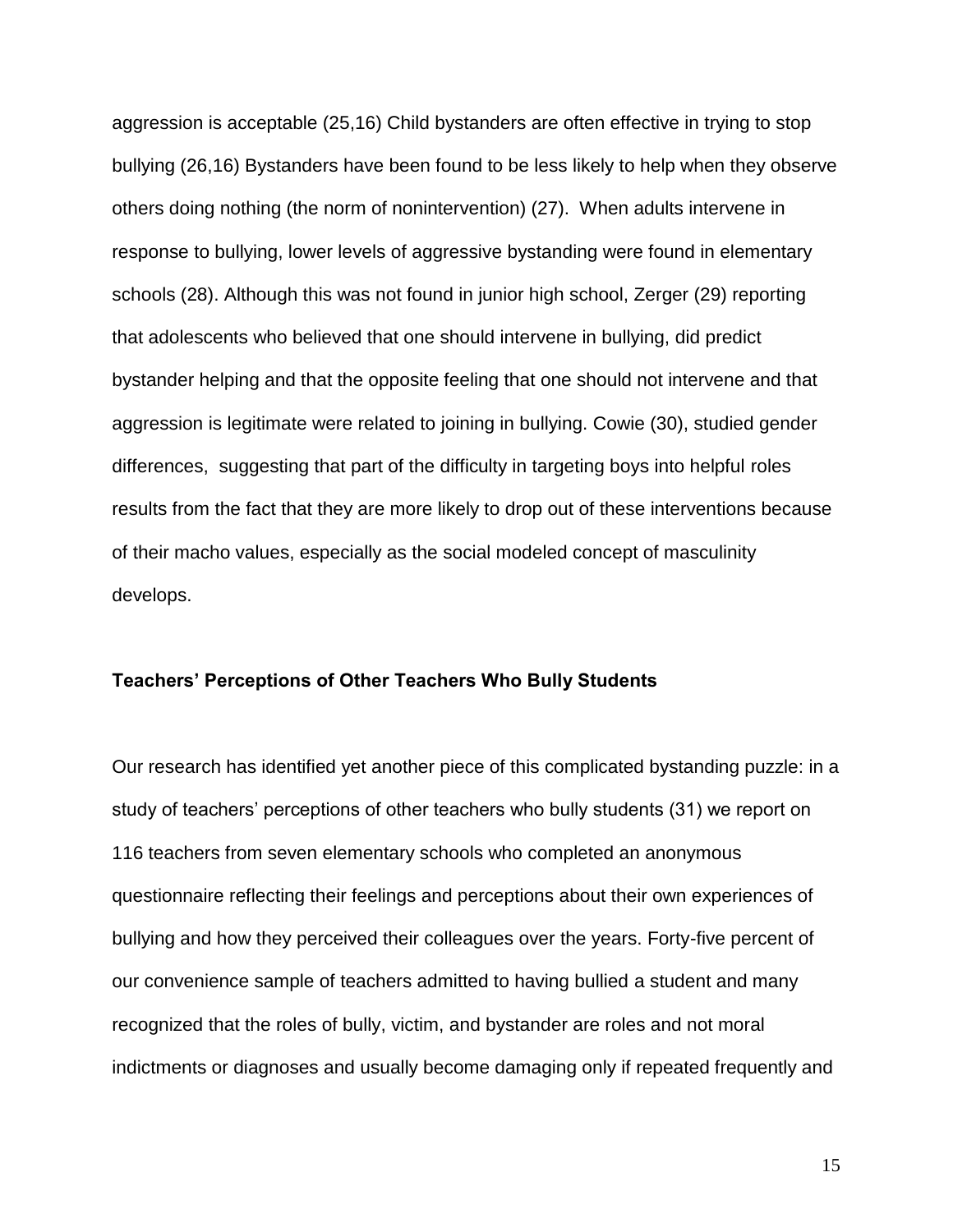aggression is acceptable (25,16) Child bystanders are often effective in trying to stop bullying (26,16) Bystanders have been found to be less likely to help when they observe others doing nothing (the norm of nonintervention) (27). When adults intervene in response to bullying, lower levels of aggressive bystanding were found in elementary schools (28). Although this was not found in junior high school, Zerger (29) reporting that adolescents who believed that one should intervene in bullying, did predict bystander helping and that the opposite feeling that one should not intervene and that aggression is legitimate were related to joining in bullying. Cowie (30), studied gender differences, suggesting that part of the difficulty in targeting boys into helpful roles results from the fact that they are more likely to drop out of these interventions because of their macho values, especially as the social modeled concept of masculinity develops.

### Teachers' Perceptions of Other Teachers Who Bully Students

Our research has identified yet another piece of this complicated bystanding puzzle: in a study of teachers' perceptions of other teachers who bully students (31) we report on 116 teachers from seven elementary schools who completed an anonymous questionnaire reflecting their feelings and perceptions about their own experiences of bullying and how they perceived their colleagues over the years. Forty-five percent of our convenience sample of teachers admitted to having bullied a student and many recognized that the roles of bully, victim, and bystander are roles and not moral indictments or diagnoses and usually become damaging only if repeated frequently and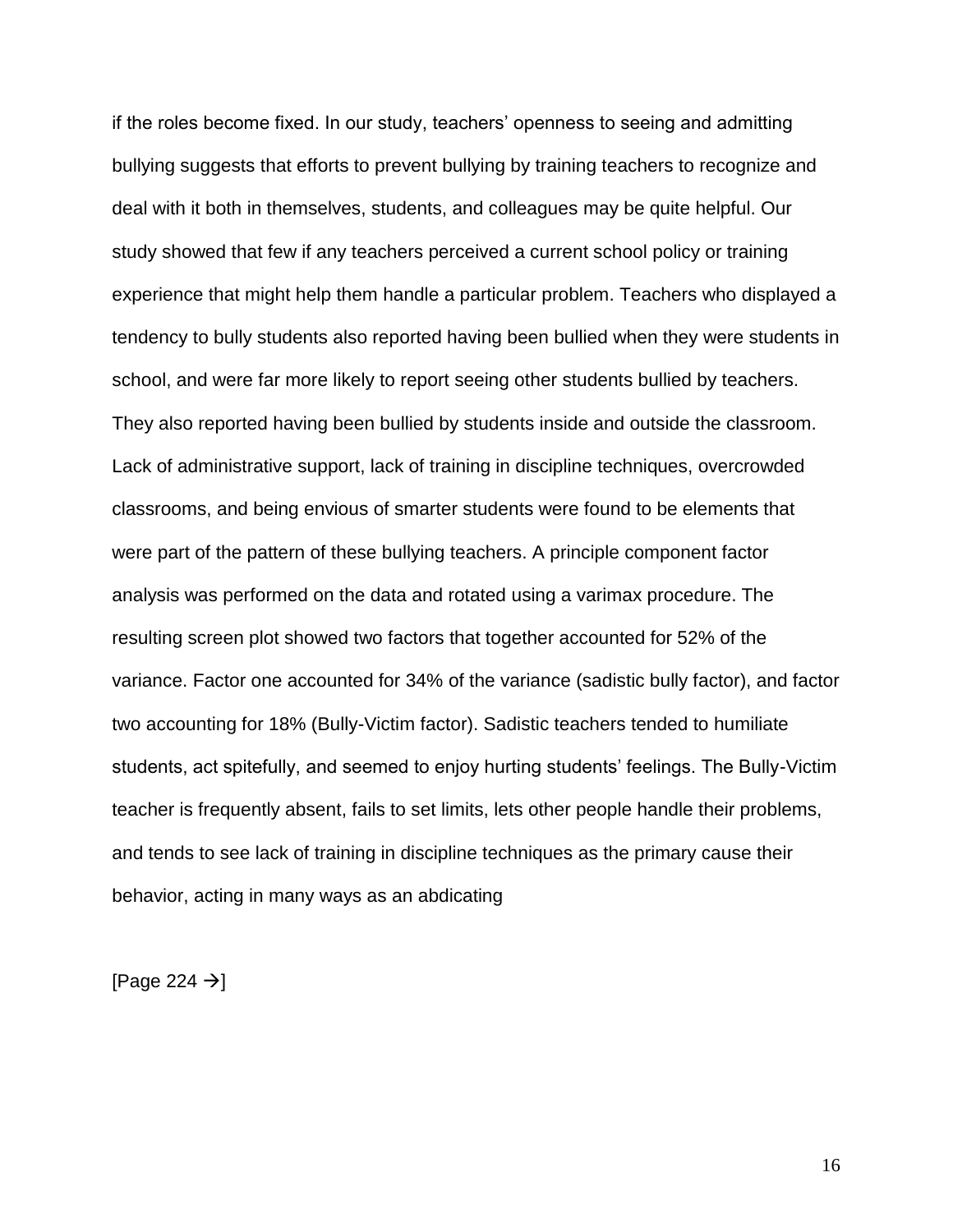if the roles become fixed. In our study, teachers' openness to seeing and admitting bullying suggests that efforts to prevent bullying by training teachers to recognize and deal with it both in themselves, students, and colleagues may be quite helpful. Our study showed that few if any teachers perceived a current school policy or training experience that might help them handle a particular problem. Teachers who displayed a tendency to bully students also reported having been bullied when they were students in school, and were far more likely to report seeing other students bullied by teachers. They also reported having been bullied by students inside and outside the classroom. Lack of administrative support, lack of training in discipline techniques, overcrowded classrooms, and being envious of smarter students were found to be elements that were part of the pattern of these bullying teachers. A principle component factor analysis was performed on the data and rotated using a varimax procedure. The resulting screen plot showed two factors that together accounted for 52% of the variance. Factor one accounted for 34% of the variance (sadistic bully factor), and factor two accounting for 18% (Bully-Victim factor). Sadistic teachers tended to humiliate students, act spitefully, and seemed to enjoy hurting students' feelings. The Bully-Victim teacher is frequently absent, fails to set limits, lets other people handle their problems, and tends to see lack of training in discipline techniques as the primary cause their behavior, acting in many ways as an abdicating

[Page 224 →]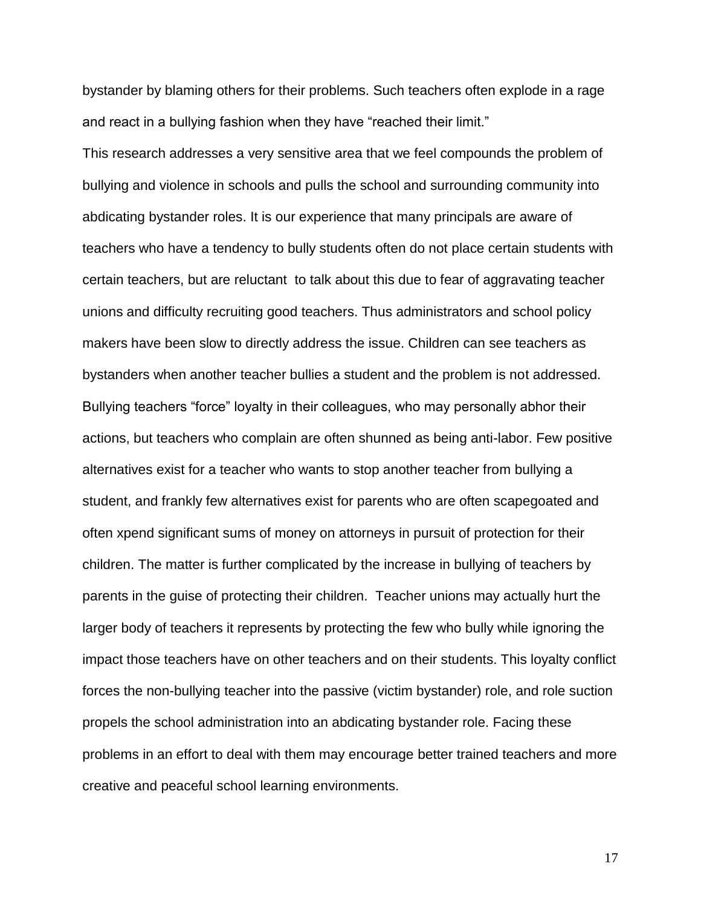bystander by blaming others for their problems. Such teachers often explode in a rage and react in a bullying fashion when they have "reached their limit."

This research addresses a very sensitive area that we feel compounds the problem of bullying and violence in schools and pulls the school and surrounding community into abdicating bystander roles. It is our experience that many principals are aware of teachers who have a tendency to bully students often do not place certain students with certain teachers, but are reluctant  to talk about this due to fear of aggravating teacher unions and difficulty recruiting good teachers. Thus administrators and school policy makers have been slow to directly address the issue. Children can see teachers as bystanders when another teacher bullies a student and the problem is not addressed. Bullying teachers "force" loyalty in their colleagues, who may personally abhor their actions, but teachers who complain are often shunned as being anti-labor. Few positive alternatives exist for a teacher who wants to stop another teacher from bullying a student, and frankly few alternatives exist for parents who are often scapegoated and often xpend significant sums of money on attorneys in pursuit of protection for their children. The matter is further complicated by the increase in bullying of teachers by parents in the guise of protecting their children.  Teacher unions may actually hurt the larger body of teachers it represents by protecting the few who bully while ignoring the impact those teachers have on other teachers and on their students. This loyalty conflict forces the non-bullying teacher into the passive (victim bystander) role, and role suction propels the school administration into an abdicating bystander role. Facing these problems in an effort to deal with them may encourage better trained teachers and more creative and peaceful school learning environments.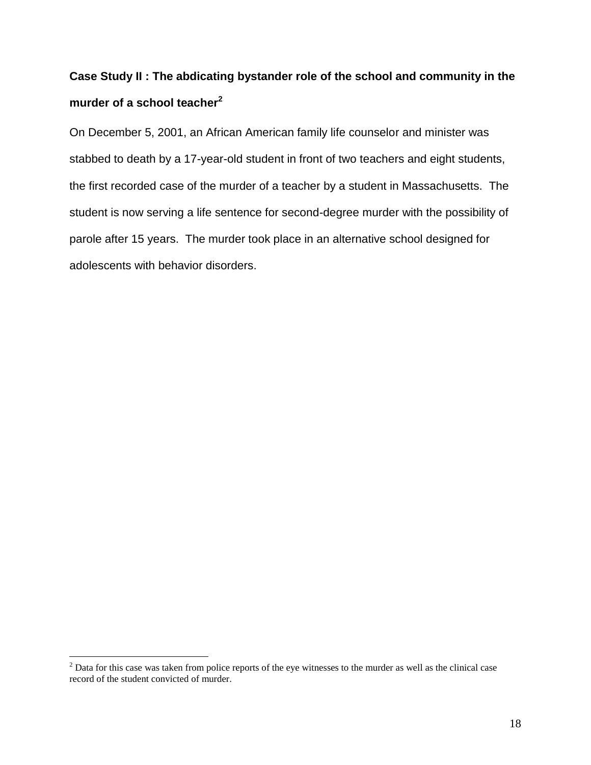**Case Study II : The abdicating bystander role of the school and community in the murder of a school teacher[2]**

On December 5, 2001, an African American family life counselor and minister was stabbed to death by a 17-year-old student in front of two teachers and eight students, the first recorded case of the murder of a teacher by a student in Massachusetts. The student is now serving a life sentence for second-degree murder with the possibility of parole after 15 years. The murder took place in an alternative school designed for adolescents with behavior disorders.

[2] Data for this case was taken from police reports of the eye witnesses to the murder as well as the clinical case record of the student convicted of murder.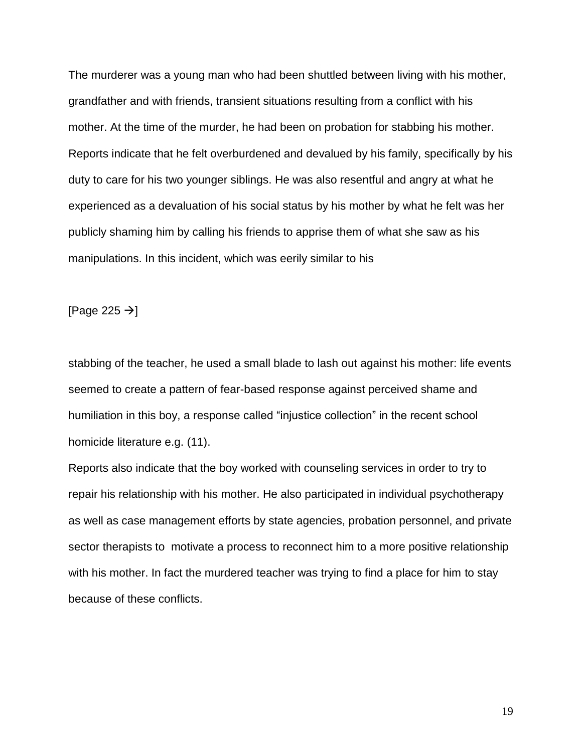The murderer was a young man who had been shuttled between living with his mother, grandfather and with friends, transient situations resulting from a conflict with his mother. At the time of the murder, he had been on probation for stabbing his mother. Reports indicate that he felt overburdened and devalued by his family, specifically by his duty to care for his two younger siblings. He was also resentful and angry at what he experienced as a devaluation of his social status by his mother by what he felt was her publicly shaming him by calling his friends to apprise them of what she saw as his manipulations. In this incident, which was eerily similar to his

[Page 225 →]

stabbing of the teacher, he used a small blade to lash out against his mother: life events seemed to create a pattern of fear-based response against perceived shame and humiliation in this boy, a response called "injustice collection" in the recent school homicide literature e.g. (11).

Reports also indicate that the boy worked with counseling services in order to try to repair his relationship with his mother. He also participated in individual psychotherapy as well as case management efforts by state agencies, probation personnel, and private sector therapists to motivate a process to reconnect him to a more positive relationship with his mother. In fact the murdered teacher was trying to find a place for him to stay because of these conflicts.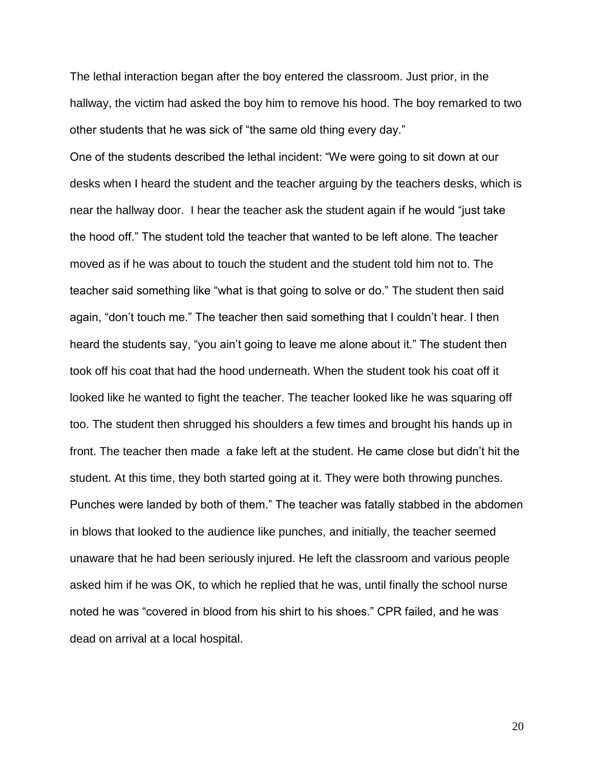The lethal interaction began after the boy entered the classroom. Just prior, in the hallway, the victim had asked the boy him to remove his hood. The boy remarked to two other students that he was sick of "the same old thing every day."

One of the students described the lethal incident: "We were going to sit down at our desks when I heard the student and the teacher arguing by the teachers desks, which is near the hallway door. I hear the teacher ask the student again if he would "just take the hood off." The student told the teacher that wanted to be left alone. The teacher moved as if he was about to touch the student and the student told him not to. The teacher said something like "what is that going to solve or do." The student then said again, "don't touch me." The teacher then said something that I couldn't hear. I then heard the students say, "you ain't going to leave me alone about it." The student then took off his coat that had the hood underneath. When the student took his coat off it looked like he wanted to fight the teacher. The teacher looked like he was squaring off too. The student then shrugged his shoulders a few times and brought his hands up in front. The teacher then made a fake left at the student. He came close but didn't hit the student. At this time, they both started going at it. They were both throwing punches. Punches were landed by both of them." The teacher was fatally stabbed in the abdomen in blows that looked to the audience like punches, and initially, the teacher seemed unaware that he had been seriously injured. He left the classroom and various people asked him if he was OK, to which he replied that he was, until finally the school nurse noted he was "covered in blood from his shirt to his shoes." CPR failed, and he was dead on arrival at a local hospital.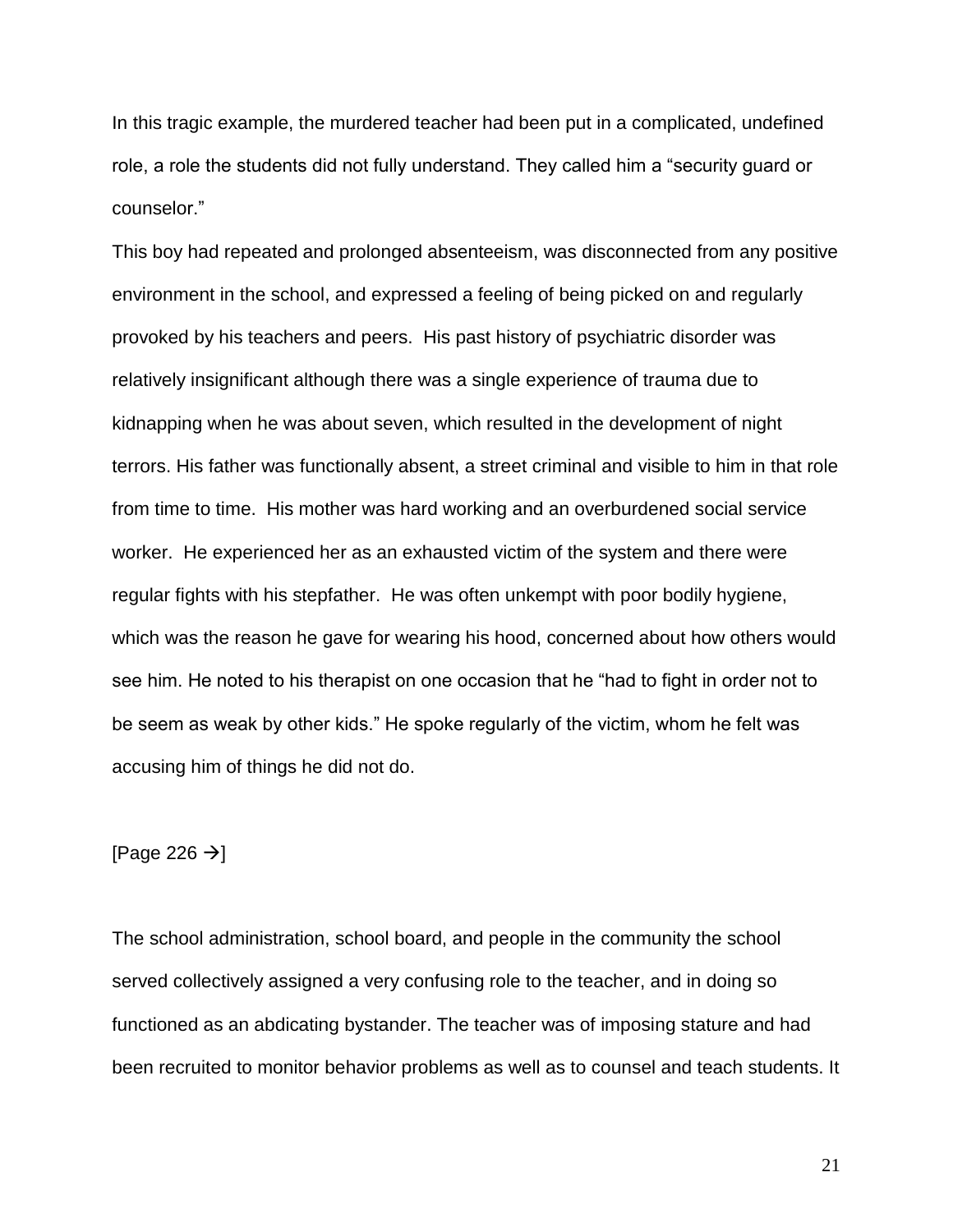In this tragic example, the murdered teacher had been put in a complicated, undefined role, a role the students did not fully understand. They called him a “security guard or counselor.”

This boy had repeated and prolonged absenteeism, was disconnected from any positive environment in the school, and expressed a feeling of being picked on and regularly provoked by his teachers and peers. His past history of psychiatric disorder was relatively insignificant although there was a single experience of trauma due to kidnapping when he was about seven, which resulted in the development of night terrors. His father was functionally absent, a street criminal and visible to him in that role from time to time. His mother was hard working and an overburdened social service worker. He experienced her as an exhausted victim of the system and there were regular fights with his stepfather. He was often unkempt with poor bodily hygiene, which was the reason he gave for wearing his hood, concerned about how others would see him. He noted to his therapist on one occasion that he “had to fight in order not to be seem as weak by other kids.” He spoke regularly of the victim, whom he felt was accusing him of things he did not do.

[Page 226 →]

The school administration, school board, and people in the community the school served collectively assigned a very confusing role to the teacher, and in doing so functioned as an abdicating bystander. The teacher was of imposing stature and had been recruited to monitor behavior problems as well as to counsel and teach students. It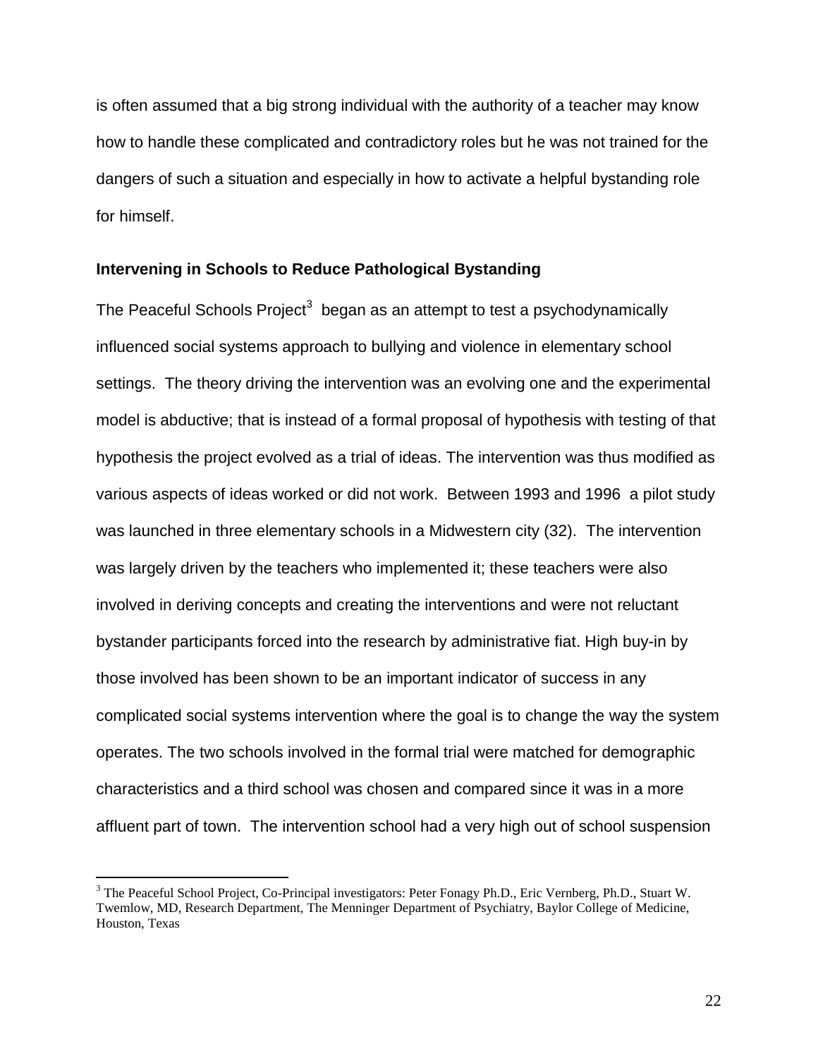is often assumed that a big strong individual with the authority of a teacher may know how to handle these complicated and contradictory roles but he was not trained for the dangers of such a situation and especially in how to activate a helpful bystanding role for himself.

### Intervening in Schools to Reduce Pathological Bystanding

The Peaceful Schools Project[3] began as an attempt to test a psychodynamically influenced social systems approach to bullying and violence in elementary school settings. The theory driving the intervention was an evolving one and the experimental model is abductive; that is instead of a formal proposal of hypothesis with testing of that hypothesis the project evolved as a trial of ideas. The intervention was thus modified as various aspects of ideas worked or did not work. Between 1993 and 1996 a pilot study was launched in three elementary schools in a Midwestern city (32). The intervention was largely driven by the teachers who implemented it; these teachers were also involved in deriving concepts and creating the interventions and were not reluctant bystander participants forced into the research by administrative fiat. High buy-in by those involved has been shown to be an important indicator of success in any complicated social systems intervention where the goal is to change the way the system operates. The two schools involved in the formal trial were matched for demographic characteristics and a third school was chosen and compared since it was in a more affluent part of town. The intervention school had a very high out of school suspension

[3] The Peaceful School Project, Co-Principal investigators: Peter Fonagy Ph.D., Eric Vernberg, Ph.D., Stuart W. Twemlow, MD, Research Department, The Menninger Department of Psychiatry, Baylor College of Medicine, Houston, Texas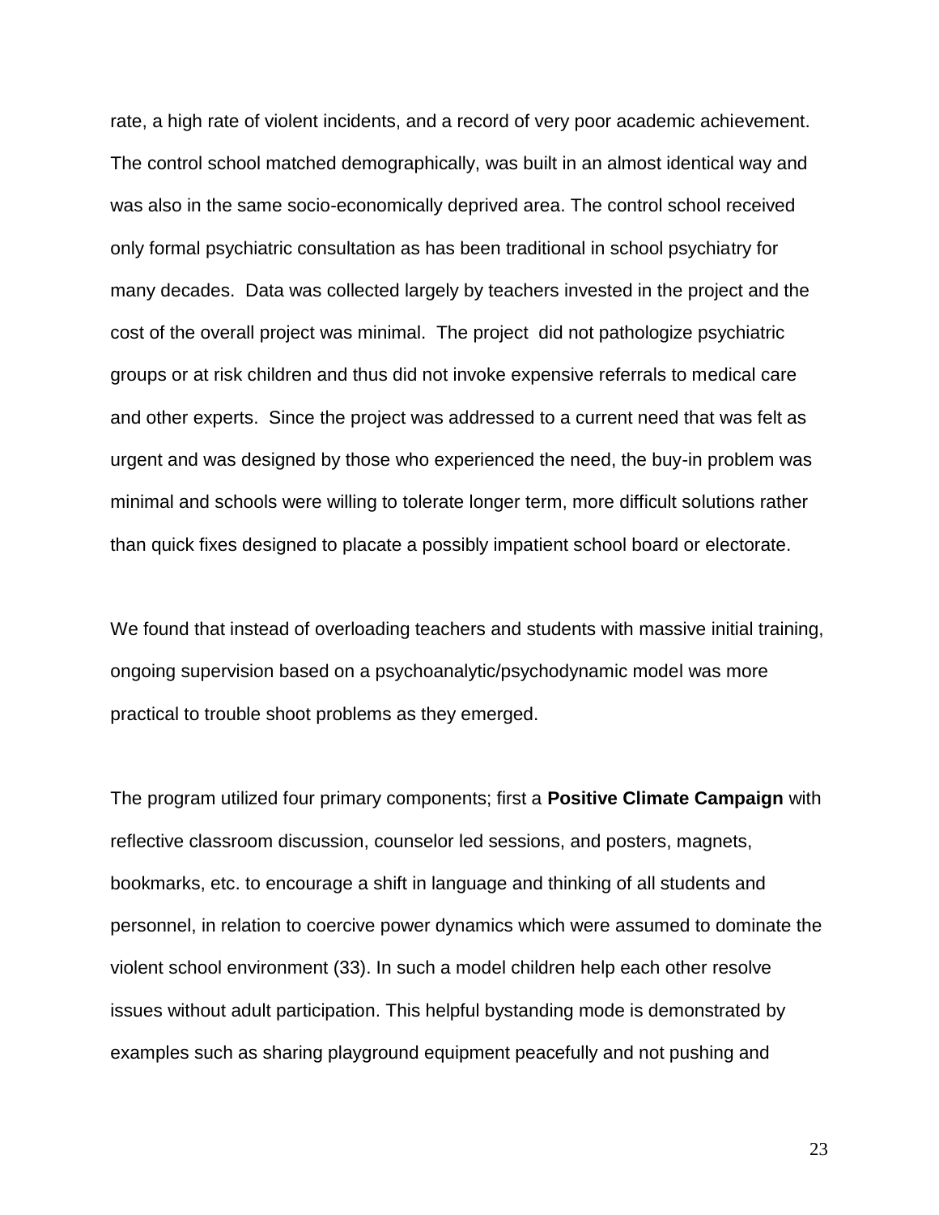rate, a high rate of violent incidents, and a record of very poor academic achievement. The control school matched demographically, was built in an almost identical way and was also in the same socio-economically deprived area. The control school received only formal psychiatric consultation as has been traditional in school psychiatry for many decades. Data was collected largely by teachers invested in the project and the cost of the overall project was minimal. The project did not pathologize psychiatric groups or at risk children and thus did not invoke expensive referrals to medical care and other experts. Since the project was addressed to a current need that was felt as urgent and was designed by those who experienced the need, the buy-in problem was minimal and schools were willing to tolerate longer term, more difficult solutions rather than quick fixes designed to placate a possibly impatient school board or electorate.

We found that instead of overloading teachers and students with massive initial training, ongoing supervision based on a psychoanalytic/psychodynamic model was more practical to trouble shoot problems as they emerged.

The program utilized four primary components; first a **Positive Climate Campaign** with reflective classroom discussion, counselor led sessions, and posters, magnets, bookmarks, etc. to encourage a shift in language and thinking of all students and personnel, in relation to coercive power dynamics which were assumed to dominate the violent school environment (33). In such a model children help each other resolve issues without adult participation. This helpful bystanding mode is demonstrated by examples such as sharing playground equipment peacefully and not pushing and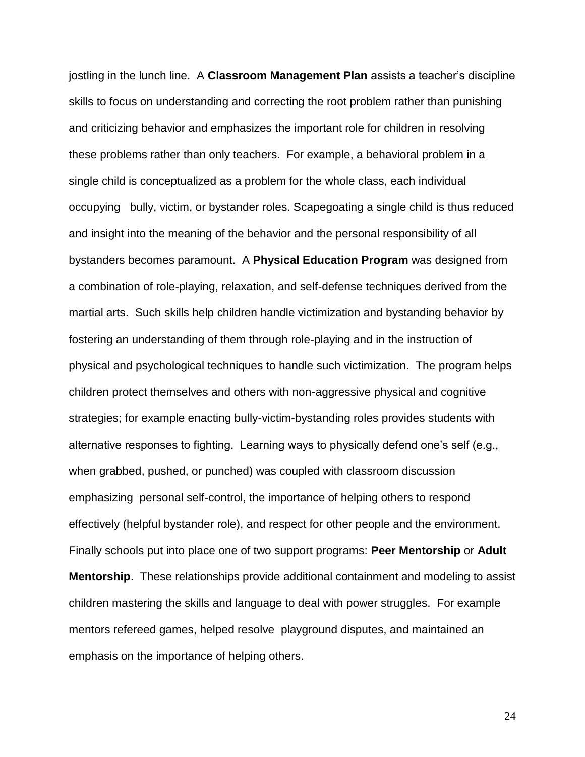jostling in the lunch line. A **Classroom Management Plan** assists a teacher's discipline skills to focus on understanding and correcting the root problem rather than punishing and criticizing behavior and emphasizes the important role for children in resolving these problems rather than only teachers. For example, a behavioral problem in a single child is conceptualized as a problem for the whole class, each individual occupying bully, victim, or bystander roles. Scapegoating a single child is thus reduced and insight into the meaning of the behavior and the personal responsibility of all bystanders becomes paramount. A **Physical Education Program** was designed from a combination of role-playing, relaxation, and self-defense techniques derived from the martial arts. Such skills help children handle victimization and bystanding behavior by fostering an understanding of them through role-playing and in the instruction of physical and psychological techniques to handle such victimization. The program helps children protect themselves and others with non-aggressive physical and cognitive strategies; for example enacting bully-victim-bystanding roles provides students with alternative responses to fighting. Learning ways to physically defend one's self (e.g., when grabbed, pushed, or punched) was coupled with classroom discussion emphasizing personal self-control, the importance of helping others to respond effectively (helpful bystander role), and respect for other people and the environment. Finally schools put into place one of two support programs: **Peer Mentorship** or **Adult Mentorship**. These relationships provide additional containment and modeling to assist children mastering the skills and language to deal with power struggles. For example mentors refereed games, helped resolve playground disputes, and maintained an emphasis on the importance of helping others.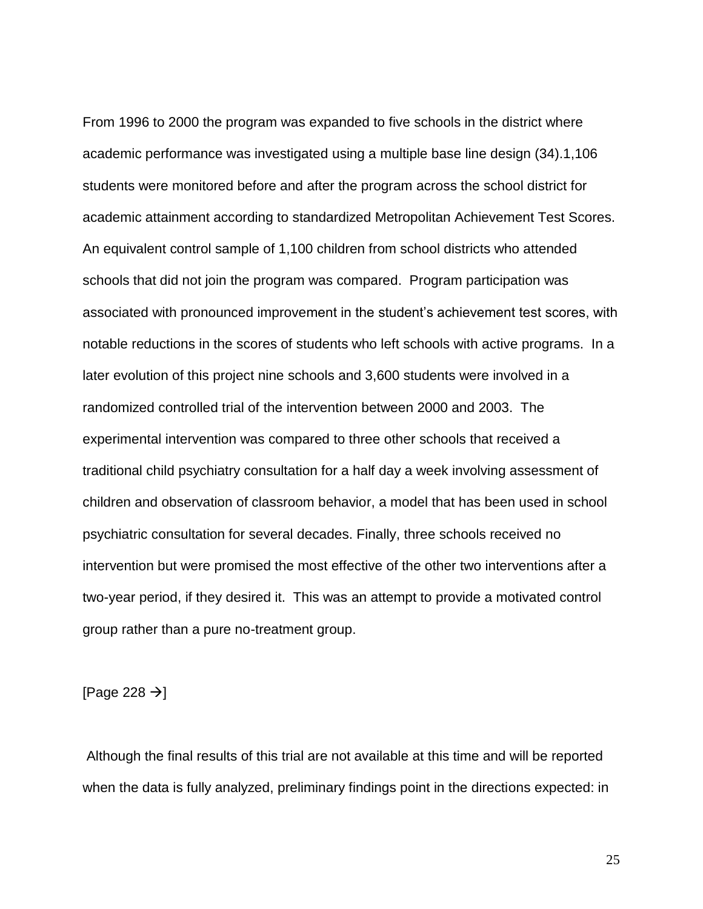From 1996 to 2000 the program was expanded to five schools in the district where academic performance was investigated using a multiple base line design (34).1,106 students were monitored before and after the program across the school district for academic attainment according to standardized Metropolitan Achievement Test Scores. An equivalent control sample of 1,100 children from school districts who attended schools that did not join the program was compared. Program participation was associated with pronounced improvement in the student's achievement test scores, with notable reductions in the scores of students who left schools with active programs. In a later evolution of this project nine schools and 3,600 students were involved in a randomized controlled trial of the intervention between 2000 and 2003. The experimental intervention was compared to three other schools that received a traditional child psychiatry consultation for a half day a week involving assessment of children and observation of classroom behavior, a model that has been used in school psychiatric consultation for several decades. Finally, three schools received no intervention but were promised the most effective of the other two interventions after a two-year period, if they desired it. This was an attempt to provide a motivated control group rather than a pure no-treatment group.

[Page 228 →]

Although the final results of this trial are not available at this time and will be reported when the data is fully analyzed, preliminary findings point in the directions expected: in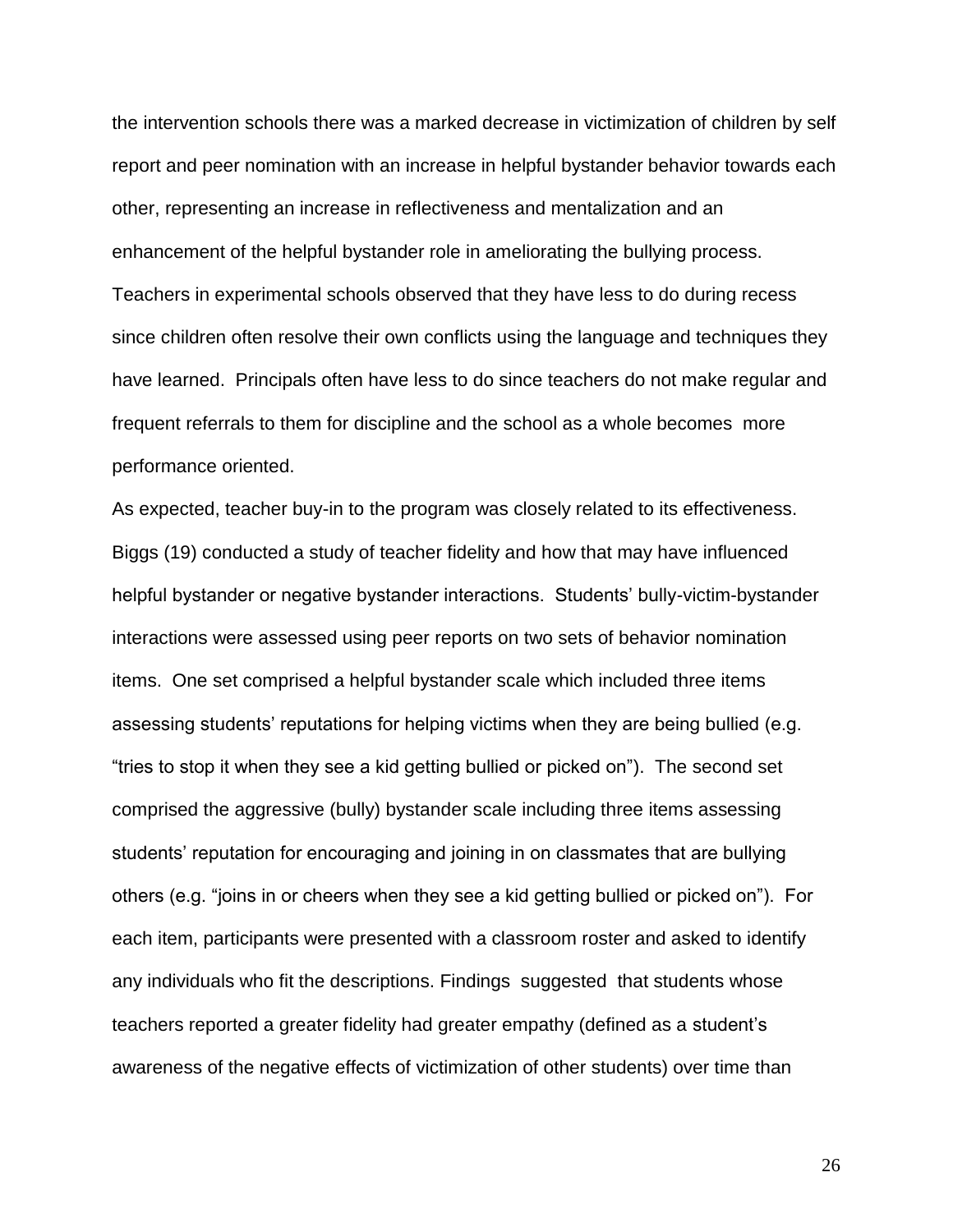the intervention schools there was a marked decrease in victimization of children by self report and peer nomination with an increase in helpful bystander behavior towards each other, representing an increase in reflectiveness and mentalization and an enhancement of the helpful bystander role in ameliorating the bullying process. Teachers in experimental schools observed that they have less to do during recess since children often resolve their own conflicts using the language and techniques they have learned. Principals often have less to do since teachers do not make regular and frequent referrals to them for discipline and the school as a whole becomes more performance oriented.

As expected, teacher buy-in to the program was closely related to its effectiveness. Biggs (19) conducted a study of teacher fidelity and how that may have influenced helpful bystander or negative bystander interactions. Students' bully-victim-bystander interactions were assessed using peer reports on two sets of behavior nomination items. One set comprised a helpful bystander scale which included three items assessing students' reputations for helping victims when they are being bullied (e.g. "tries to stop it when they see a kid getting bullied or picked on"). The second set comprised the aggressive (bully) bystander scale including three items assessing students' reputation for encouraging and joining in on classmates that are bullying others (e.g. "joins in or cheers when they see a kid getting bullied or picked on"). For each item, participants were presented with a classroom roster and asked to identify any individuals who fit the descriptions. Findings suggested that students whose teachers reported a greater fidelity had greater empathy (defined as a student's awareness of the negative effects of victimization of other students) over time than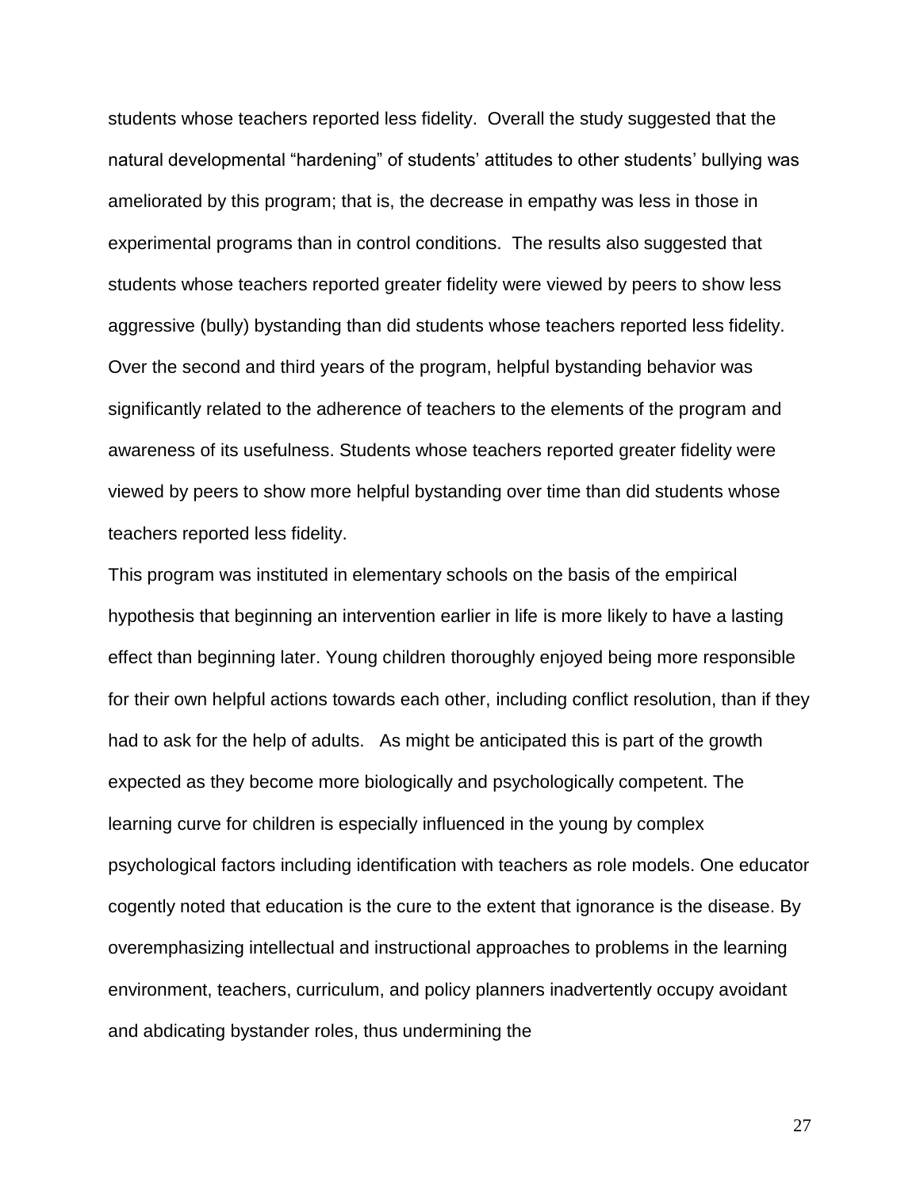students whose teachers reported less fidelity. Overall the study suggested that the natural developmental "hardening" of students' attitudes to other students' bullying was ameliorated by this program; that is, the decrease in empathy was less in those in experimental programs than in control conditions. The results also suggested that students whose teachers reported greater fidelity were viewed by peers to show less aggressive (bully) bystanding than did students whose teachers reported less fidelity. Over the second and third years of the program, helpful bystanding behavior was significantly related to the adherence of teachers to the elements of the program and awareness of its usefulness. Students whose teachers reported greater fidelity were viewed by peers to show more helpful bystanding over time than did students whose teachers reported less fidelity.

This program was instituted in elementary schools on the basis of the empirical hypothesis that beginning an intervention earlier in life is more likely to have a lasting effect than beginning later. Young children thoroughly enjoyed being more responsible for their own helpful actions towards each other, including conflict resolution, than if they had to ask for the help of adults. As might be anticipated this is part of the growth expected as they become more biologically and psychologically competent. The learning curve for children is especially influenced in the young by complex psychological factors including identification with teachers as role models. One educator cogently noted that education is the cure to the extent that ignorance is the disease. By overemphasizing intellectual and instructional approaches to problems in the learning environment, teachers, curriculum, and policy planners inadvertently occupy avoidant and abdicating bystander roles, thus undermining the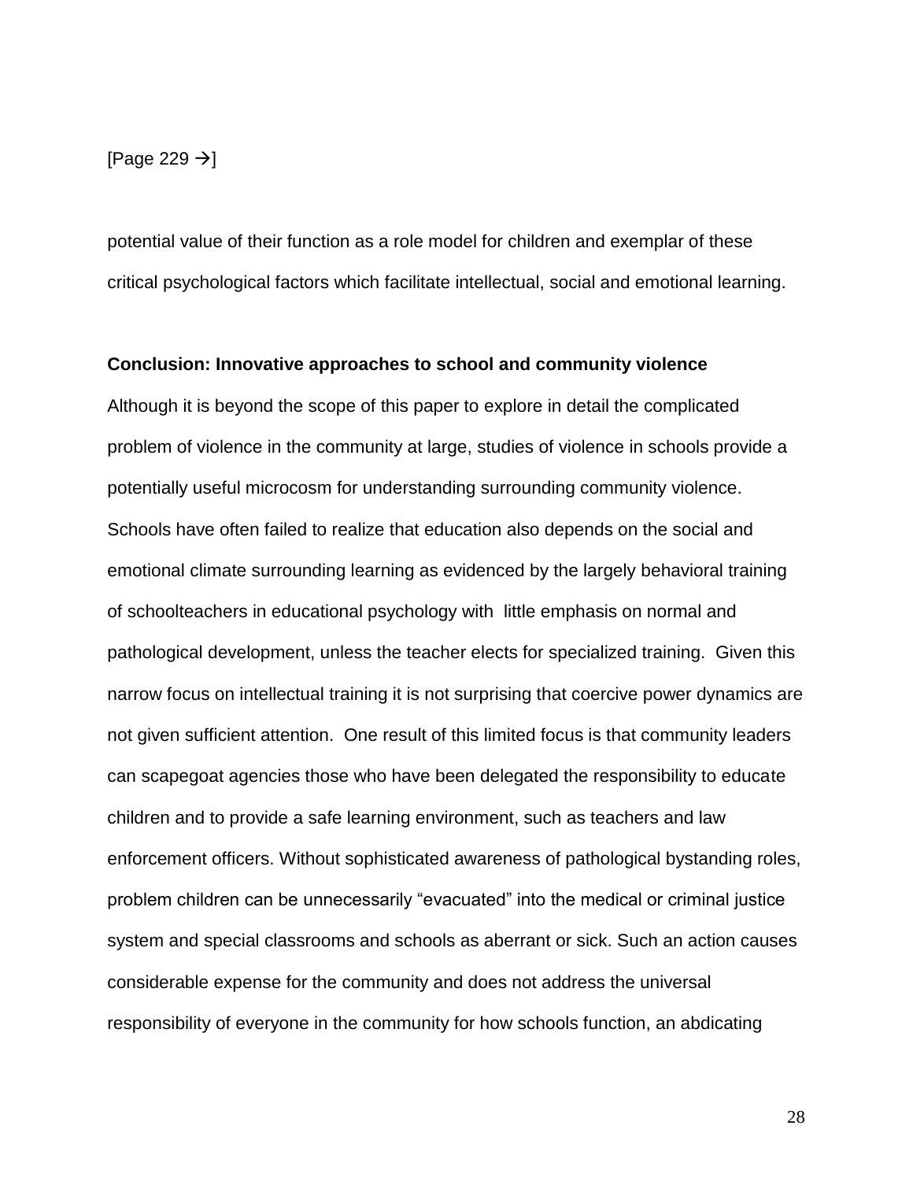[Page 229 →]

potential value of their function as a role model for children and exemplar of these critical psychological factors which facilitate intellectual, social and emotional learning.

**Conclusion: Innovative approaches to school and community violence**

Although it is beyond the scope of this paper to explore in detail the complicated problem of violence in the community at large, studies of violence in schools provide a potentially useful microcosm for understanding surrounding community violence. Schools have often failed to realize that education also depends on the social and emotional climate surrounding learning as evidenced by the largely behavioral training of schoolteachers in educational psychology with little emphasis on normal and pathological development, unless the teacher elects for specialized training. Given this narrow focus on intellectual training it is not surprising that coercive power dynamics are not given sufficient attention. One result of this limited focus is that community leaders can scapegoat agencies those who have been delegated the responsibility to educate children and to provide a safe learning environment, such as teachers and law enforcement officers. Without sophisticated awareness of pathological bystanding roles, problem children can be unnecessarily "evacuated" into the medical or criminal justice system and special classrooms and schools as aberrant or sick. Such an action causes considerable expense for the community and does not address the universal responsibility of everyone in the community for how schools function, an abdicating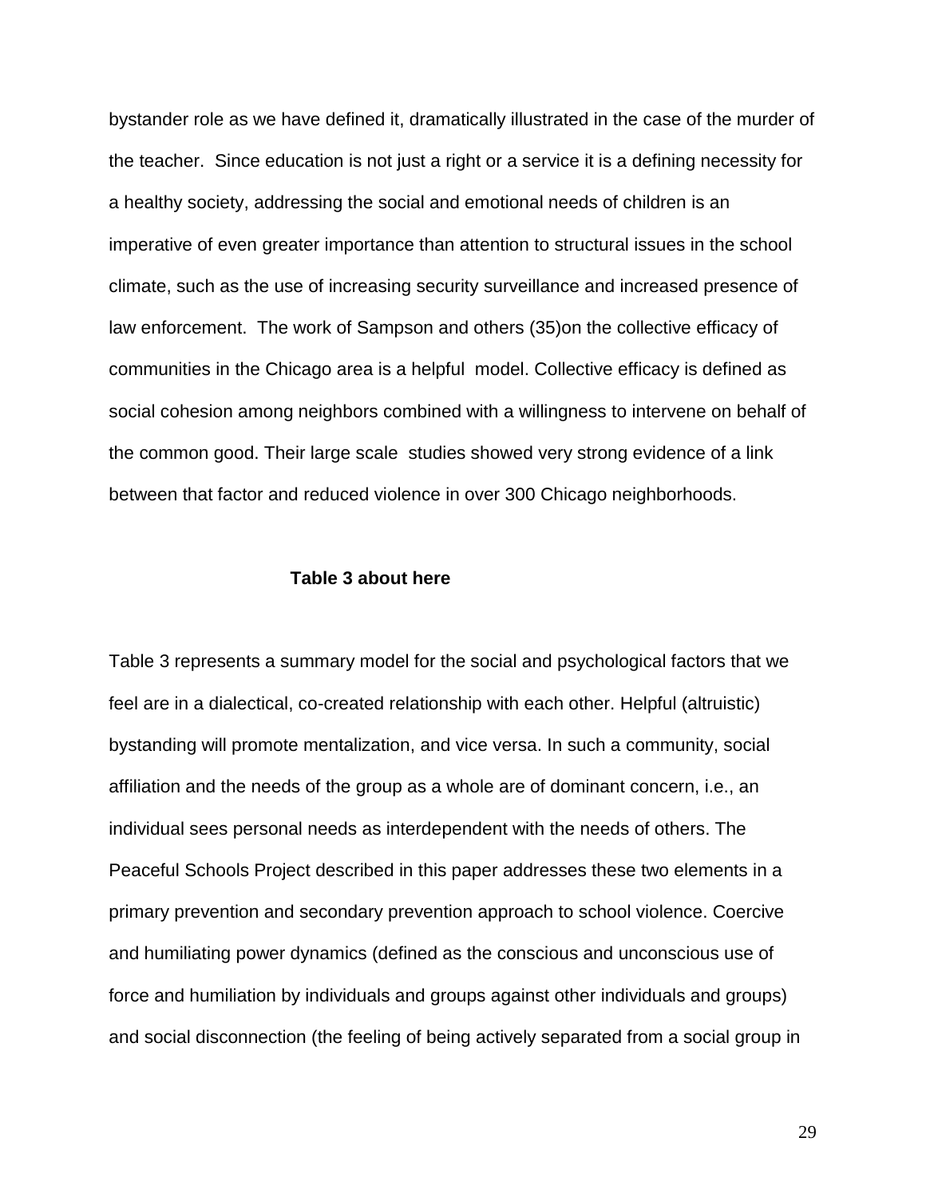bystander role as we have defined it, dramatically illustrated in the case of the murder of the teacher. Since education is not just a right or a service it is a defining necessity for a healthy society, addressing the social and emotional needs of children is an imperative of even greater importance than attention to structural issues in the school climate, such as the use of increasing security surveillance and increased presence of law enforcement. The work of Sampson and others (35)on the collective efficacy of communities in the Chicago area is a helpful model. Collective efficacy is defined as social cohesion among neighbors combined with a willingness to intervene on behalf of the common good. Their large scale studies showed very strong evidence of a link between that factor and reduced violence in over 300 Chicago neighborhoods.

**Table 3 about here**

Table 3 represents a summary model for the social and psychological factors that we feel are in a dialectical, co-created relationship with each other. Helpful (altruistic) bystanding will promote mentalization, and vice versa. In such a community, social affiliation and the needs of the group as a whole are of dominant concern, i.e., an individual sees personal needs as interdependent with the needs of others. The Peaceful Schools Project described in this paper addresses these two elements in a primary prevention and secondary prevention approach to school violence. Coercive and humiliating power dynamics (defined as the conscious and unconscious use of force and humiliation by individuals and groups against other individuals and groups) and social disconnection (the feeling of being actively separated from a social group in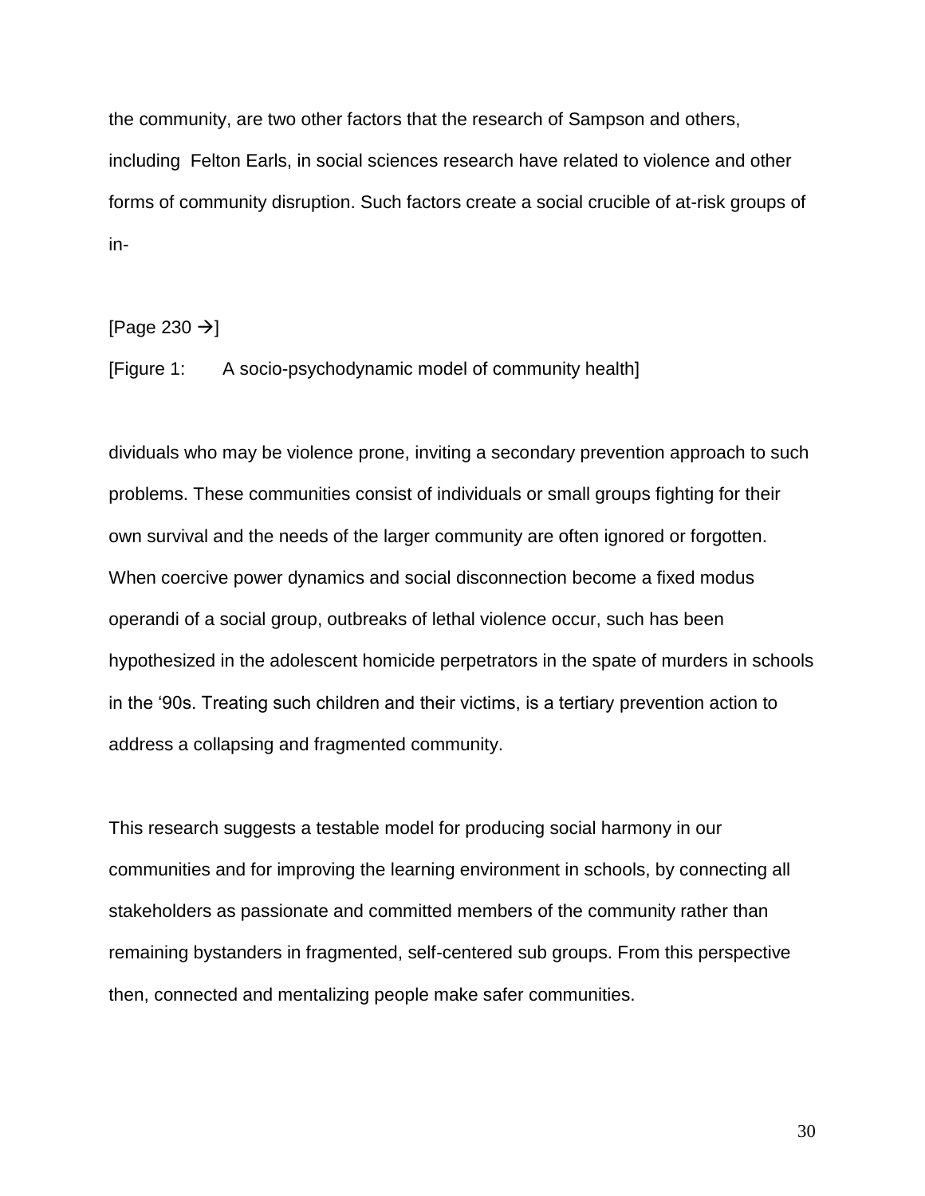the community, are two other factors that the research of Sampson and others, including Felton Earls, in social sciences research have related to violence and other forms of community disruption. Such factors create a social crucible of at-risk groups of in-

[Page 230 →]

[Figure 1: A socio-psychodynamic model of community health]

dividuals who may be violence prone, inviting a secondary prevention approach to such problems. These communities consist of individuals or small groups fighting for their own survival and the needs of the larger community are often ignored or forgotten. When coercive power dynamics and social disconnection become a fixed modus operandi of a social group, outbreaks of lethal violence occur, such has been hypothesized in the adolescent homicide perpetrators in the spate of murders in schools in the '90s. Treating such children and their victims, is a tertiary prevention action to address a collapsing and fragmented community.

This research suggests a testable model for producing social harmony in our communities and for improving the learning environment in schools, by connecting all stakeholders as passionate and committed members of the community rather than remaining bystanders in fragmented, self-centered sub groups. From this perspective then, connected and mentalizing people make safer communities.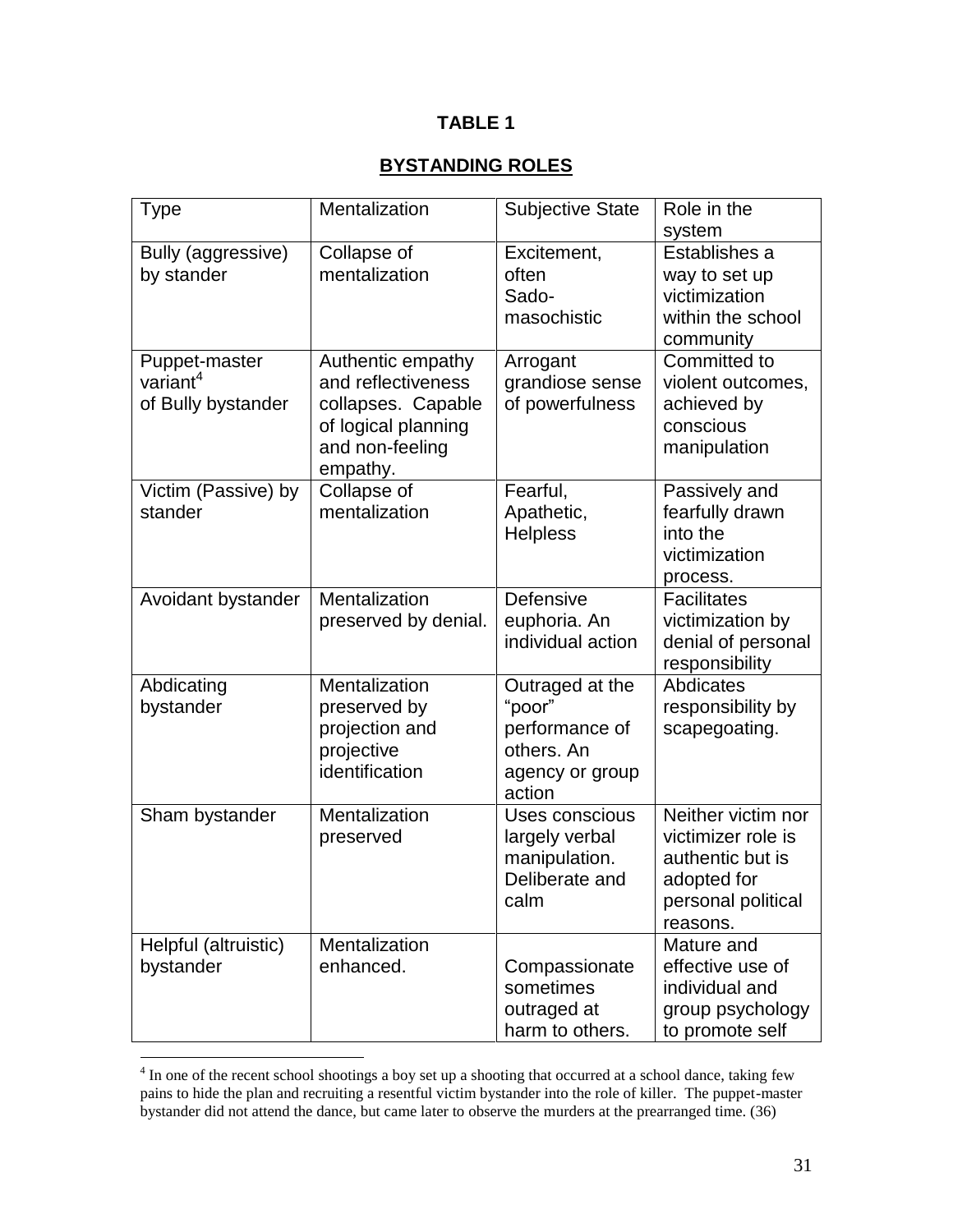**TABLE 1**

**BYSTANDING ROLES**

| Type | Mentalization | Subjective State | Role in the system |
|---|---|---|---|
| Bully (aggressive) by stander | Collapse of mentalization | Excitement, often Sado-masochistic | Establishes a way to set up victimization within the school community |
| Puppet-master variant[4] of Bully bystander | Authentic empathy and reflectiveness collapses. Capable of logical planning and non-feeling empathy. | Arrogant grandiose sense of powerfulness | Committed to violent outcomes, achieved by conscious manipulation |
| Victim (Passive) by stander | Collapse of mentalization | Fearful, Apathetic, Helpless | Passively and fearfully drawn into the victimization process. |
| Avoidant bystander | Mentalization preserved by denial. | Defensive euphoria. An individual action | Facilitates victimization by denial of personal responsibility |
| Abdicating bystander | Mentalization preserved by projection and projective identification | Outraged at the "poor" performance of others. An agency or group action | Abdicates responsibility by scapegoating. |
| Sham bystander | Mentalization preserved | Uses conscious largely verbal manipulation. Deliberate and calm | Neither victim nor victimizer role is authentic but is adopted for personal political reasons. |
| Helpful (altruistic) bystander | Mentalization enhanced. | Compassionate sometimes outraged at harm to others. | Mature and effective use of individual and group psychology to promote self |

[4] In one of the recent school shootings a boy set up a shooting that occurred at a school dance, taking few pains to hide the plan and recruiting a resentful victim bystander into the role of killer. The puppet-master bystander did not attend the dance, but came later to observe the murders at the prearranged time. (36)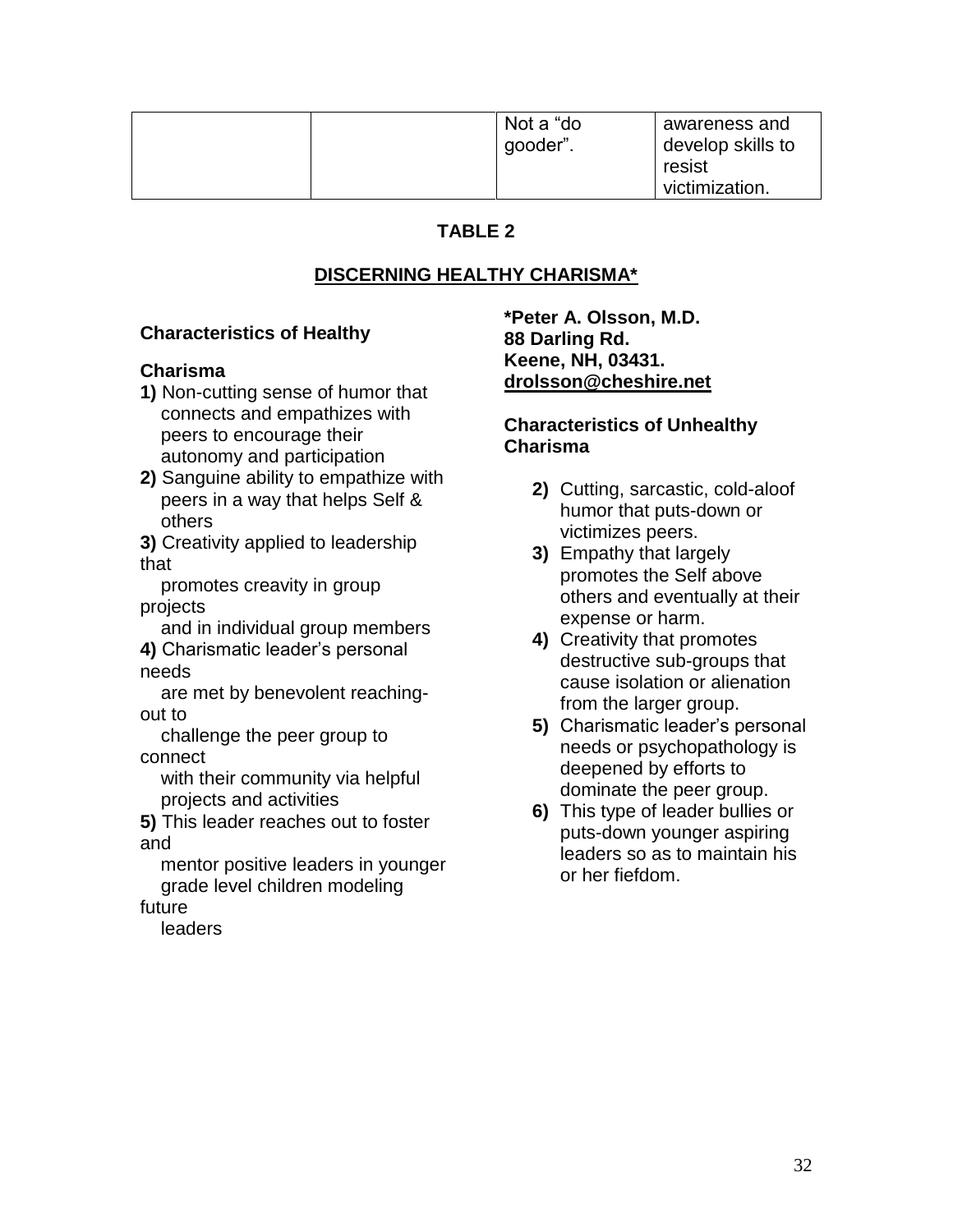| | | Not a "do gooder". | awareness and develop skills to resist victimization. |
|---|---|---|---|

**TABLE 2**

**DISCERNING HEALTHY CHARISMA***

**Characteristics of Healthy**

**Charisma**

**1)** Non-cutting sense of humor that connects and empathizes with peers to encourage their autonomy and participation

**2)** Sanguine ability to empathize with peers in a way that helps Self & others

**3)** Creativity applied to leadership that promotes creavity in group projects and in individual group members

**4)** Charismatic leader's personal needs are met by benevolent reaching-out to challenge the peer group to connect with their community via helpful projects and activities

**5)** This leader reaches out to foster and mentor positive leaders in younger grade level children modeling future leaders

***Peter A. Olsson, M.D.**
**88 Darling Rd.**
**Keene, NH, 03431.**
**drolsson@cheshire.net**

**Characteristics of Unhealthy Charisma**

**2)** Cutting, sarcastic, cold-aloof humor that puts-down or victimizes peers.

**3)** Empathy that largely promotes the Self above others and eventually at their expense or harm.

**4)** Creativity that promotes destructive sub-groups that cause isolation or alienation from the larger group.

**5)** Charismatic leader's personal needs or psychopathology is deepened by efforts to dominate the peer group.

**6)** This type of leader bullies or puts-down younger aspiring leaders so as to maintain his or her fiefdom.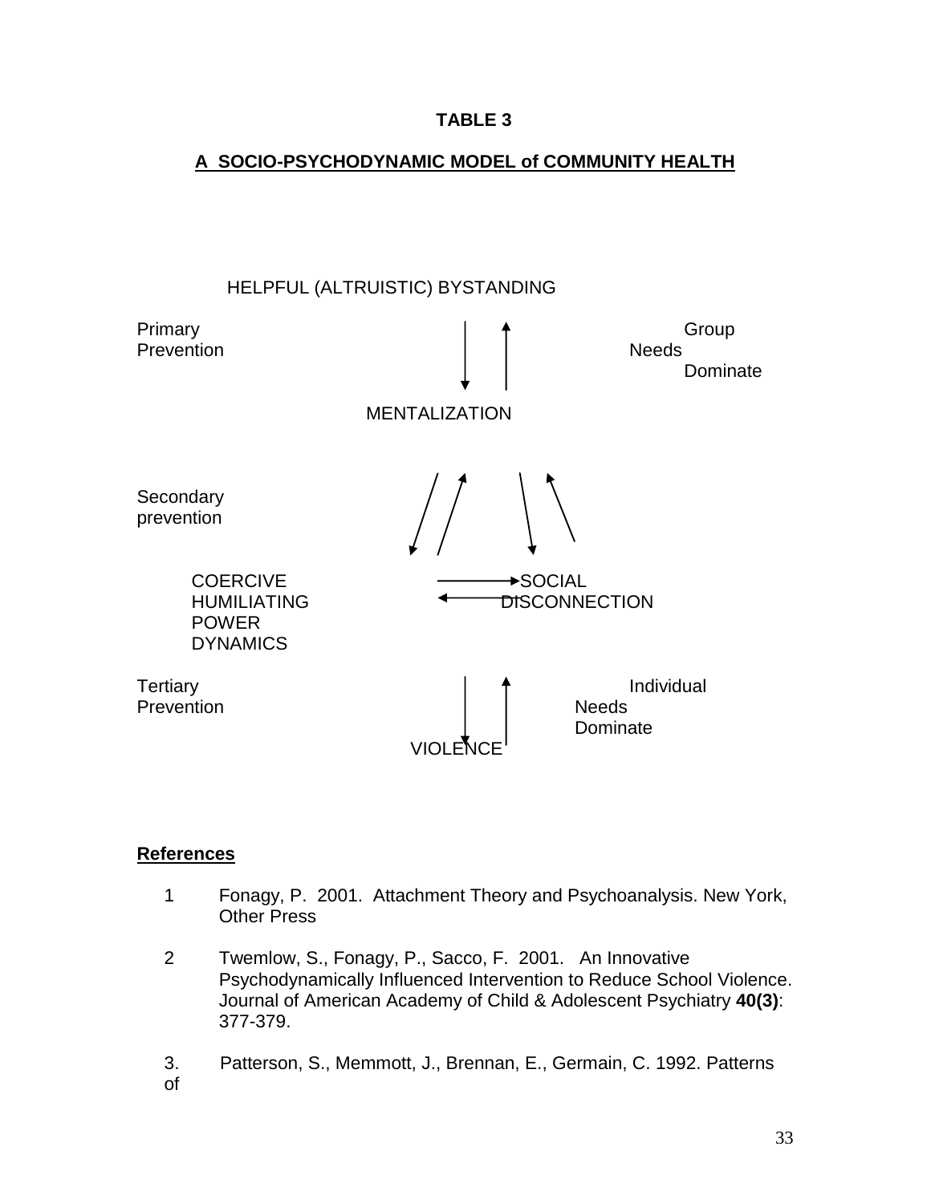**TABLE 3**

**A SOCIO-PSYCHODYNAMIC MODEL of COMMUNITY HEALTH**

HELPFUL (ALTRUISTIC) BYSTANDING

Primary Prevention

Group Needs Dominate

MENTALIZATION

Secondary prevention

COERCIVE HUMILIATING POWER DYNAMICS

SOCIAL DISCONNECTION

Tertiary Prevention

Individual Needs Dominate

VIOLENCE

**References**

1. Fonagy, P. 2001. Attachment Theory and Psychoanalysis. New York, Other Press

2. Twemlow, S., Fonagy, P., Sacco, F. 2001. An Innovative Psychodynamically Influenced Intervention to Reduce School Violence. Journal of American Academy of Child & Adolescent Psychiatry **40(3)**: 377-379.

3. Patterson, S., Memmott, J., Brennan, E., Germain, C. 1992. Patterns of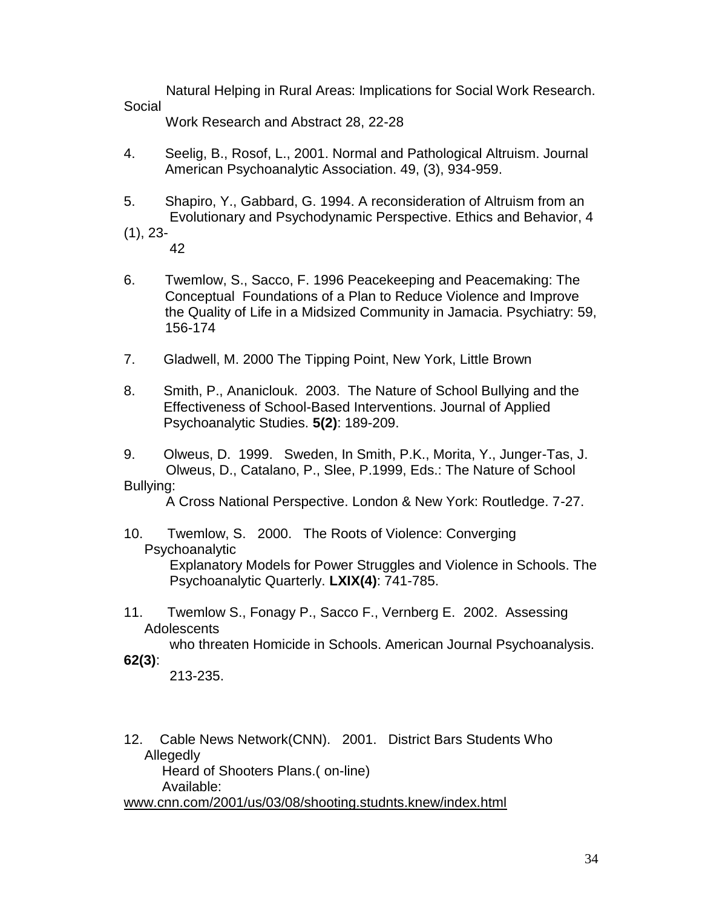Natural Helping in Rural Areas: Implications for Social Work Research. Social Work Research and Abstract 28, 22-28

4. Seelig, B., Rosof, L., 2001. Normal and Pathological Altruism. Journal American Psychoanalytic Association. 49, (3), 934-959.

5. Shapiro, Y., Gabbard, G. 1994. A reconsideration of Altruism from an Evolutionary and Psychodynamic Perspective. Ethics and Behavior, 4 (1), 23-42

6. Twemlow, S., Sacco, F. 1996 Peacekeeping and Peacemaking: The Conceptual Foundations of a Plan to Reduce Violence and Improve the Quality of Life in a Midsized Community in Jamacia. Psychiatry: 59, 156-174

7. Gladwell, M. 2000 The Tipping Point, New York, Little Brown

8. Smith, P., Ananiclouk. 2003. The Nature of School Bullying and the Effectiveness of School-Based Interventions. Journal of Applied Psychoanalytic Studies. **5(2)**: 189-209.

9. Olweus, D. 1999. Sweden, In Smith, P.K., Morita, Y., Junger-Tas, J. Olweus, D., Catalano, P., Slee, P.1999, Eds.: The Nature of School Bullying: A Cross National Perspective. London & New York: Routledge. 7-27.

10. Twemlow, S. 2000. The Roots of Violence: Converging Psychoanalytic Explanatory Models for Power Struggles and Violence in Schools. The Psychoanalytic Quarterly. **LXIX(4)**: 741-785.

11. Twemlow S., Fonagy P., Sacco F., Vernberg E. 2002. Assessing Adolescents who threaten Homicide in Schools. American Journal Psychoanalysis. **62(3)**: 213-235.

12. Cable News Network(CNN). 2001. District Bars Students Who Allegedly Heard of Shooters Plans.( on-line) Available: www.cnn.com/2001/us/03/08/shooting.studnts.knew/index.html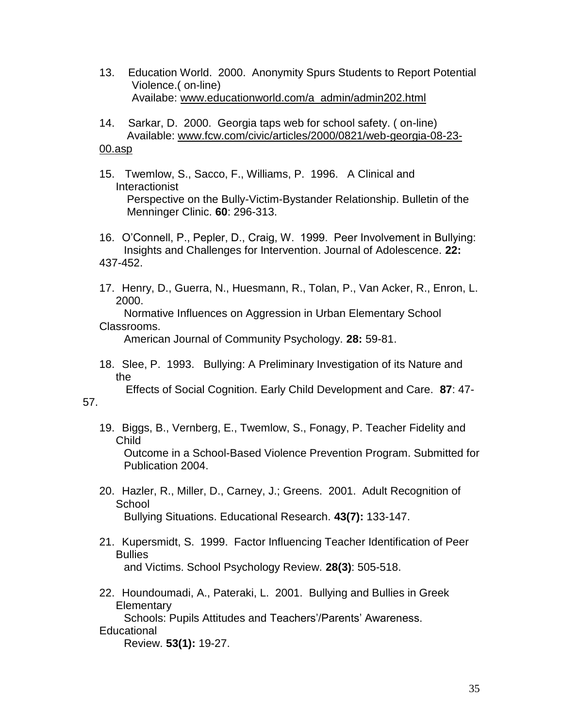13. Education World. 2000. Anonymity Spurs Students to Report Potential Violence.( on-line) Availabe: www.educationworld.com/a_admin/admin202.html

14. Sarkar, D. 2000. Georgia taps web for school safety. ( on-line) Available: www.fcw.com/civic/articles/2000/0821/web-georgia-08-23-00.asp

15. Twemlow, S., Sacco, F., Williams, P. 1996. A Clinical and Interactionist Perspective on the Bully-Victim-Bystander Relationship. Bulletin of the Menninger Clinic. **60**: 296-313.

16. O'Connell, P., Pepler, D., Craig, W. 1999. Peer Involvement in Bullying: Insights and Challenges for Intervention. Journal of Adolescence. **22:** 437-452.

17. Henry, D., Guerra, N., Huesmann, R., Tolan, P., Van Acker, R., Enron, L. 2000. Normative Influences on Aggression in Urban Elementary School Classrooms. American Journal of Community Psychology. **28:** 59-81.

18. Slee, P. 1993. Bullying: A Preliminary Investigation of its Nature and the Effects of Social Cognition. Early Child Development and Care. **87**: 47-57.

19. Biggs, B., Vernberg, E., Twemlow, S., Fonagy, P. Teacher Fidelity and Child Outcome in a School-Based Violence Prevention Program. Submitted for Publication 2004.

20. Hazler, R., Miller, D., Carney, J.; Greens. 2001. Adult Recognition of School Bullying Situations. Educational Research. **43(7):** 133-147.

21. Kupersmidt, S. 1999. Factor Influencing Teacher Identification of Peer Bullies and Victims. School Psychology Review. **28(3)**: 505-518.

22. Houndoumadi, A., Pateraki, L. 2001. Bullying and Bullies in Greek Elementary Schools: Pupils Attitudes and Teachers'/Parents' Awareness. Educational Review. **53(1):** 19-27.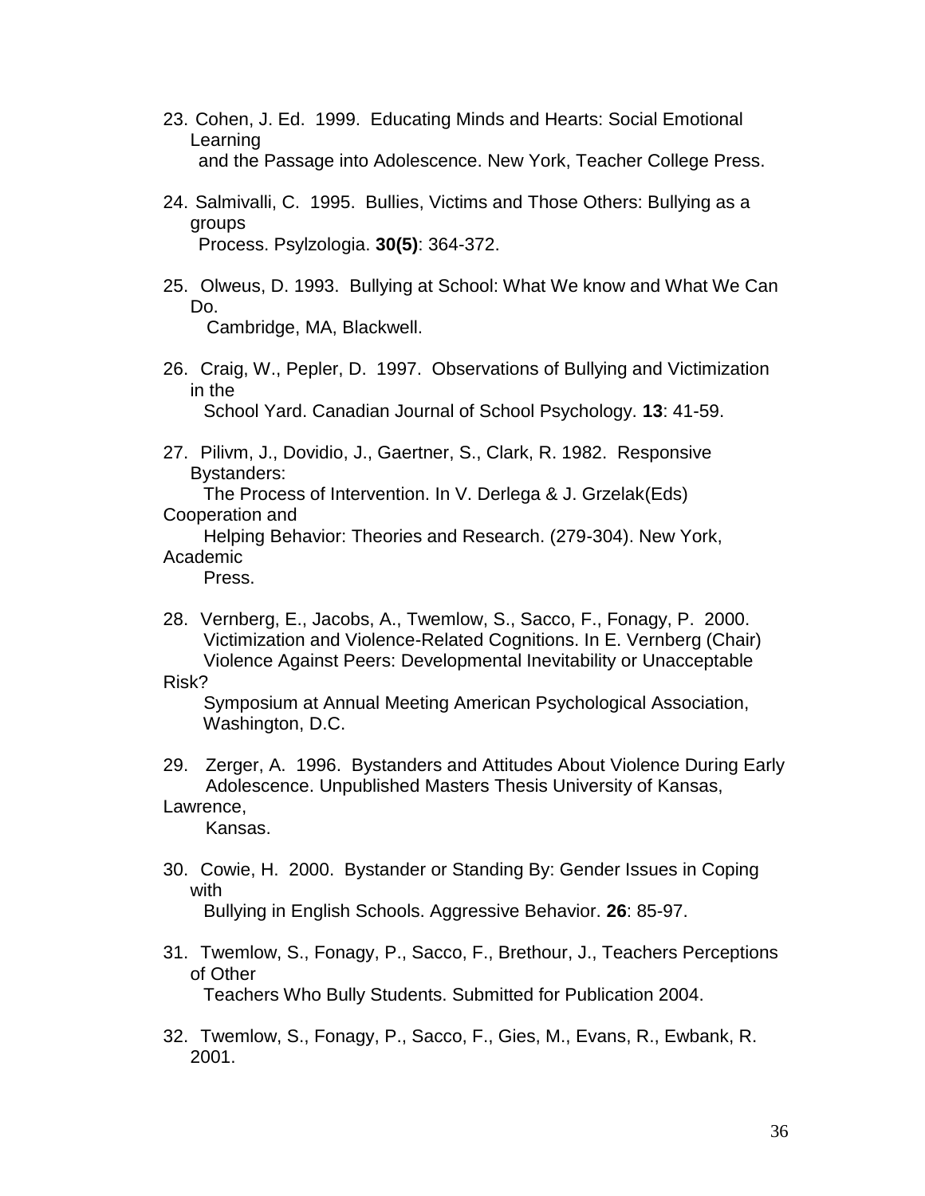23. Cohen, J. Ed. 1999. Educating Minds and Hearts: Social Emotional Learning and the Passage into Adolescence. New York, Teacher College Press.

24. Salmivalli, C. 1995. Bullies, Victims and Those Others: Bullying as a groups Process. Psylzologia. **30(5)**: 364-372.

25. Olweus, D. 1993. Bullying at School: What We know and What We Can Do. Cambridge, MA, Blackwell.

26. Craig, W., Pepler, D. 1997. Observations of Bullying and Victimization in the School Yard. Canadian Journal of School Psychology. **13**: 41-59.

27. Pilivm, J., Dovidio, J., Gaertner, S., Clark, R. 1982. Responsive Bystanders: The Process of Intervention. In V. Derlega & J. Grzelak(Eds) Cooperation and Helping Behavior: Theories and Research. (279-304). New York, Academic Press.

28. Vernberg, E., Jacobs, A., Twemlow, S., Sacco, F., Fonagy, P. 2000. Victimization and Violence-Related Cognitions. In E. Vernberg (Chair) Violence Against Peers: Developmental Inevitability or Unacceptable Risk? Symposium at Annual Meeting American Psychological Association, Washington, D.C.

29. Zerger, A. 1996. Bystanders and Attitudes About Violence During Early Adolescence. Unpublished Masters Thesis University of Kansas, Lawrence, Kansas.

30. Cowie, H. 2000. Bystander or Standing By: Gender Issues in Coping with Bullying in English Schools. Aggressive Behavior. **26**: 85-97.

31. Twemlow, S., Fonagy, P., Sacco, F., Brethour, J., Teachers Perceptions of Other Teachers Who Bully Students. Submitted for Publication 2004.

32. Twemlow, S., Fonagy, P., Sacco, F., Gies, M., Evans, R., Ewbank, R. 2001.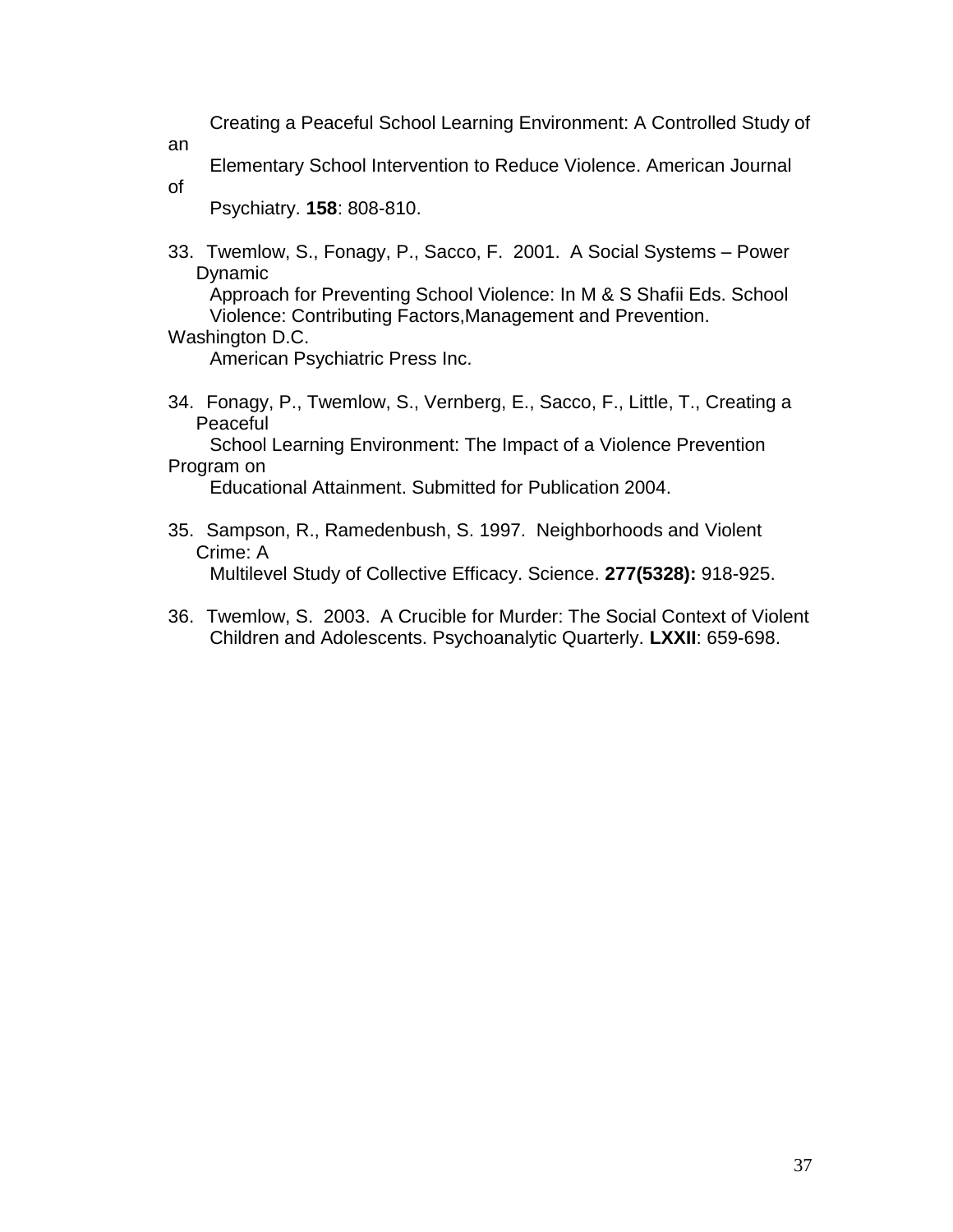Creating a Peaceful School Learning Environment: A Controlled Study of an Elementary School Intervention to Reduce Violence. American Journal of Psychiatry. **158**: 808-810.

33. Twemlow, S., Fonagy, P., Sacco, F. 2001. A Social Systems – Power Dynamic Approach for Preventing School Violence: In M & S Shafii Eds. School Violence: Contributing Factors,Management and Prevention. Washington D.C. American Psychiatric Press Inc.

34. Fonagy, P., Twemlow, S., Vernberg, E., Sacco, F., Little, T., Creating a Peaceful School Learning Environment: The Impact of a Violence Prevention Program on Educational Attainment. Submitted for Publication 2004.

35. Sampson, R., Ramedenbush, S. 1997. Neighborhoods and Violent Crime: A Multilevel Study of Collective Efficacy. Science. **277(5328):** 918-925.

36. Twemlow, S. 2003. A Crucible for Murder: The Social Context of Violent Children and Adolescents. Psychoanalytic Quarterly. **LXXII**: 659-698.